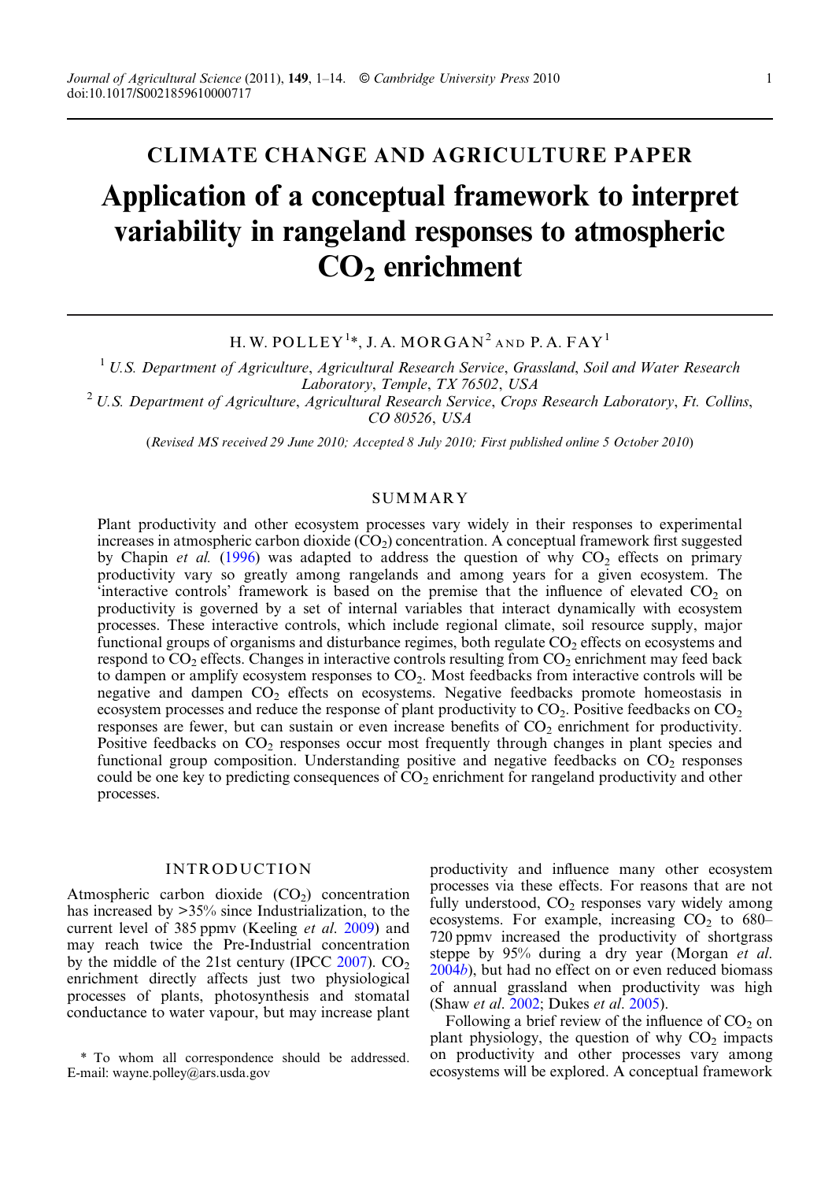CLIMATE CHANGE AND AGRICULTURE PAPER

# Application of a conceptual framework to interpret variability in rangeland responses to atmospheric $CO_2$ enrichment

H. W. POLLEY[1]*, J. A. MORGAN[2] AND P. A. FAY[1]

[1] *U.S. Department of Agriculture, Agricultural Research Service, Grassland, Soil and Water Research Laboratory, Temple, TX 76502, USA*

[2] *U.S. Department of Agriculture, Agricultural Research Service, Crops Research Laboratory, Ft. Collins, CO 80526, USA*

(*Revised MS received 29 June 2010; Accepted 8 July 2010; First published online 5 October 2010*)

## SUMMARY

Plant productivity and other ecosystem processes vary widely in their responses to experimental increases in atmospheric carbon dioxide ($CO_2$) concentration. A conceptual framework first suggested by Chapin *et al.* (1996) was adapted to address the question of why $CO_2$ effects on primary productivity vary so greatly among rangelands and among years for a given ecosystem. The 'interactive controls' framework is based on the premise that the influence of elevated $CO_2$ on productivity is governed by a set of internal variables that interact dynamically with ecosystem processes. These interactive controls, which include regional climate, soil resource supply, major functional groups of organisms and disturbance regimes, both regulate $CO_2$ effects on ecosystems and respond to $CO_2$ effects. Changes in interactive controls resulting from $CO_2$ enrichment may feed back to dampen or amplify ecosystem responses to $CO_2$. Most feedbacks from interactive controls will be negative and dampen $CO_2$ effects on ecosystems. Negative feedbacks promote homeostasis in ecosystem processes and reduce the response of plant productivity to $CO_2$. Positive feedbacks on $CO_2$ responses are fewer, but can sustain or even increase benefits of $CO_2$ enrichment for productivity. Positive feedbacks on $CO_2$ responses occur most frequently through changes in plant species and functional group composition. Understanding positive and negative feedbacks on $CO_2$ responses could be one key to predicting consequences of $CO_2$ enrichment for rangeland productivity and other processes.

## INTRODUCTION

Atmospheric carbon dioxide ($CO_2$) concentration has increased by >35% since Industrialization, to the current level of 385 ppmv (Keeling *et al.* 2009) and may reach twice the Pre-Industrial concentration by the middle of the 21st century (IPCC 2007). $CO_2$ enrichment directly affects just two physiological processes of plants, photosynthesis and stomatal conductance to water vapour, but may increase plant productivity and influence many other ecosystem processes via these effects. For reasons that are not fully understood, $CO_2$ responses vary widely among ecosystems. For example, increasing $CO_2$ to 680–720 ppmv increased the productivity of shortgrass steppe by 95% during a dry year (Morgan *et al.* 2004*b*), but had no effect on or even reduced biomass of annual grassland when productivity was high (Shaw *et al.* 2002; Dukes *et al.* 2005).

Following a brief review of the influence of $CO_2$ on plant physiology, the question of why $CO_2$ impacts on productivity and other processes vary among ecosystems will be explored. A conceptual framework

\* To whom all correspondence should be addressed. E-mail: wayne.polley@ars.usda.gov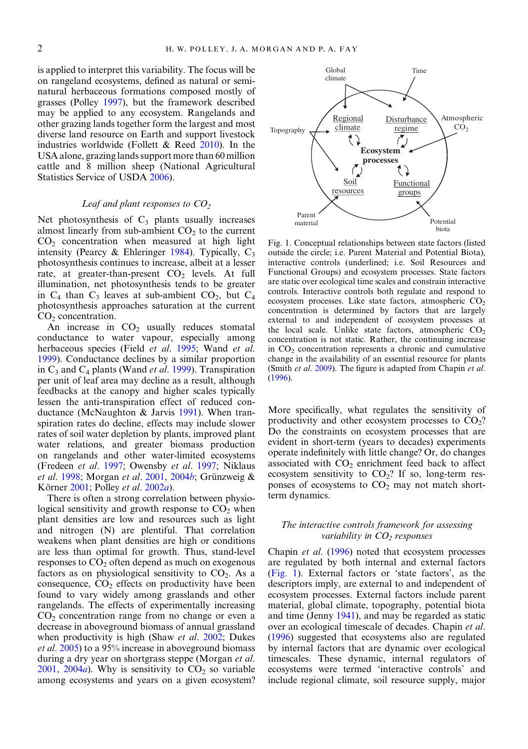is applied to interpret this variability. The focus will be on rangeland ecosystems, defined as natural or semi-natural herbaceous formations composed mostly of grasses (Polley 1997), but the framework described may be applied to any ecosystem. Rangelands and other grazing lands together form the largest and most diverse land resource on Earth and support livestock industries worldwide (Follett & Reed 2010). In the USA alone, grazing lands support more than 60 million cattle and 8 million sheep (National Agricultural Statistics Service of USDA 2006).

### *Leaf and plant responses to $CO_2$*

Net photosynthesis of $C_3$ plants usually increases almost linearly from sub-ambient $CO_2$ to the current $CO_2$ concentration when measured at high light intensity (Pearcy & Ehleringer 1984). Typically, $C_3$ photosynthesis continues to increase, albeit at a lesser rate, at greater-than-present $CO_2$ levels. At full illumination, net photosynthesis tends to be greater in $C_4$ than $C_3$ leaves at sub-ambient $CO_2$, but $C_4$ photosynthesis approaches saturation at the current $CO_2$ concentration.

An increase in $CO_2$ usually reduces stomatal conductance to water vapour, especially among herbaceous species (Field *et al.* 1995; Wand *et al.* 1999). Conductance declines by a similar proportion in $C_3$ and $C_4$ plants (Wand *et al.* 1999). Transpiration per unit of leaf area may decline as a result, although feedbacks at the canopy and higher scales typically lessen the anti-transpiration effect of reduced conductance (McNaughton & Jarvis 1991). When transpiration rates do decline, effects may include slower rates of soil water depletion by plants, improved plant water relations, and greater biomass production on rangelands and other water-limited ecosystems (Fredeen *et al.* 1997; Owensby *et al.* 1997; Niklaus *et al.* 1998; Morgan *et al.* 2001, 2004*b*; Grünzweig & Körner 2001; Polley *et al.* 2002*a*).

There is often a strong correlation between physiological sensitivity and growth response to $CO_2$ when plant densities are low and resources such as light and nitrogen (N) are plentiful. That correlation weakens when plant densities are high or conditions are less than optimal for growth. Thus, stand-level responses to $CO_2$ often depend as much on exogenous factors as on physiological sensitivity to $CO_2$. As a consequence, $CO_2$ effects on productivity have been found to vary widely among grasslands and other rangelands. The effects of experimentally increasing $CO_2$ concentration range from no change or even a decrease in aboveground biomass of annual grassland when productivity is high (Shaw *et al.* 2002; Dukes *et al.* 2005) to a 95% increase in aboveground biomass during a dry year on shortgrass steppe (Morgan *et al.* 2001, 2004*a*). Why is sensitivity to $CO_2$ so variable among ecosystems and years on a given ecosystem? More specifically, what regulates the sensitivity of productivity and other ecosystem processes to $CO_2$? Do the constraints on ecosystem processes that are evident in short-term (years to decades) experiments operate indefinitely with little change? Or, do changes associated with $CO_2$ enrichment feed back to affect ecosystem sensitivity to $CO_2$? If so, long-term responses of ecosystems to $CO_2$ may not match short-term dynamics.

Fig. 1. Conceptual relationships between state factors (listed outside the circle; i.e. Parent Material and Potential Biota), interactive controls (underlined; i.e. Soil Resources and Functional Groups) and ecosystem processes. State factors are static over ecological time scales and constrain interactive controls. Interactive controls both regulate and respond to ecosystem processes. Like state factors, atmospheric $CO_2$ concentration is determined by factors that are largely external to and independent of ecosystem processes at the local scale. Unlike state factors, atmospheric $CO_2$ concentration is not static. Rather, the continuing increase in $CO_2$ concentration represents a chronic and cumulative change in the availability of an essential resource for plants (Smith *et al.* 2009). The figure is adapted from Chapin *et al.* (1996).

### *The interactive controls framework for assessing variability in $CO_2$ responses*

Chapin *et al.* (1996) noted that ecosystem processes are regulated by both internal and external factors (Fig. 1). External factors or 'state factors', as the descriptors imply, are external to and independent of ecosystem processes. External factors include parent material, global climate, topography, potential biota and time (Jenny 1941), and may be regarded as static over an ecological timescale of decades. Chapin *et al.* (1996) suggested that ecosystems also are regulated by internal factors that are dynamic over ecological timescales. These dynamic, internal regulators of ecosystems were termed 'interactive controls' and include regional climate, soil resource supply, major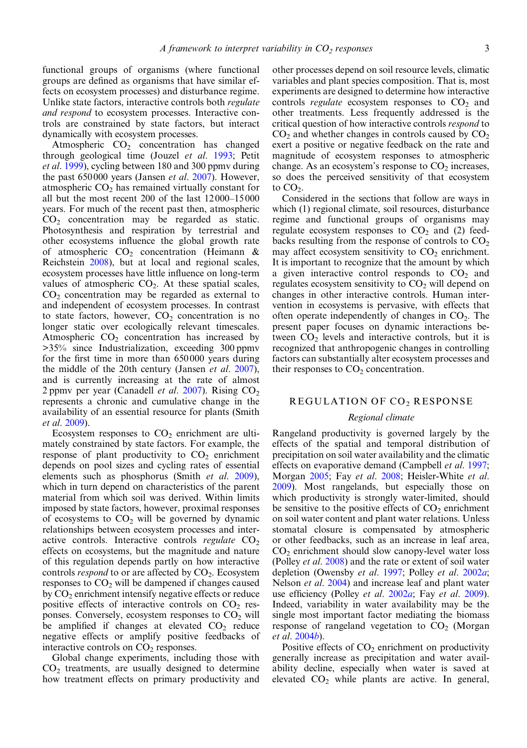functional groups of organisms (where functional groups are defined as organisms that have similar effects on ecosystem processes) and disturbance regime. Unlike state factors, interactive controls both *regulate and respond* to ecosystem processes. Interactive controls are constrained by state factors, but interact dynamically with ecosystem processes.

Atmospheric $CO_2$ concentration has changed through geological time (Jouzel *et al.* 1993; Petit *et al.* 1999), cycling between 180 and 300 ppmv during the past 650 000 years (Jansen *et al.* 2007). However, atmospheric $CO_2$ has remained virtually constant for all but the most recent 200 of the last 12 000–15 000 years. For much of the recent past then, atmospheric $CO_2$ concentration may be regarded as static. Photosynthesis and respiration by terrestrial and other ecosystems influence the global growth rate of atmospheric $CO_2$ concentration (Heimann & Reichstein 2008), but at local and regional scales, ecosystem processes have little influence on long-term values of atmospheric $CO_2$. At these spatial scales, $CO_2$ concentration may be regarded as external to and independent of ecosystem processes. In contrast to state factors, however, $CO_2$ concentration is no longer static over ecologically relevant timescales. Atmospheric $CO_2$ concentration has increased by >35% since Industrialization, exceeding 300 ppmv for the first time in more than 650 000 years during the middle of the 20th century (Jansen *et al.* 2007), and is currently increasing at the rate of almost 2 ppmv per year (Canadell *et al.* 2007). Rising $CO_2$ represents a chronic and cumulative change in the availability of an essential resource for plants (Smith *et al.* 2009).

Ecosystem responses to $CO_2$ enrichment are ultimately constrained by state factors. For example, the response of plant productivity to $CO_2$ enrichment depends on pool sizes and cycling rates of essential elements such as phosphorus (Smith *et al.* 2009), which in turn depend on characteristics of the parent material from which soil was derived. Within limits imposed by state factors, however, proximal responses of ecosystems to $CO_2$ will be governed by dynamic relationships between ecosystem processes and interactive controls. Interactive controls *regulate* $CO_2$ effects on ecosystems, but the magnitude and nature of this regulation depends partly on how interactive controls *respond* to or are affected by $CO_2$. Ecosystem responses to $CO_2$ will be dampened if changes caused by $CO_2$ enrichment intensify negative effects or reduce positive effects of interactive controls on $CO_2$ responses. Conversely, ecosystem responses to $CO_2$ will be amplified if changes at elevated $CO_2$ reduce negative effects or amplify positive feedbacks of interactive controls on $CO_2$ responses.

Global change experiments, including those with $CO_2$ treatments, are usually designed to determine how treatment effects on primary productivity and other processes depend on soil resource levels, climatic variables and plant species composition. That is, most experiments are designed to determine how interactive controls *regulate* ecosystem responses to $CO_2$ and other treatments. Less frequently addressed is the critical question of how interactive controls *respond* to $CO_2$ and whether changes in controls caused by $CO_2$ exert a positive or negative feedback on the rate and magnitude of ecosystem responses to atmospheric change. As an ecosystem's response to $CO_2$ increases, so does the perceived sensitivity of that ecosystem to $CO_2$.

Considered in the sections that follow are ways in which (1) regional climate, soil resources, disturbance regime and functional groups of organisms may regulate ecosystem responses to $CO_2$ and (2) feedbacks resulting from the response of controls to $CO_2$ may affect ecosystem sensitivity to $CO_2$ enrichment. It is important to recognize that the amount by which a given interactive control responds to $CO_2$ and regulates ecosystem sensitivity to $CO_2$ will depend on changes in other interactive controls. Human intervention in ecosystems is pervasive, with effects that often operate independently of changes in $CO_2$. The present paper focuses on dynamic interactions between $CO_2$ levels and interactive controls, but it is recognized that anthropogenic changes in controlling factors can substantially alter ecosystem processes and their responses to $CO_2$ concentration.

## REGULATION OF $CO_2$ RESPONSE

### *Regional climate*

Rangeland productivity is governed largely by the effects of the spatial and temporal distribution of precipitation on soil water availability and the climatic effects on evaporative demand (Campbell *et al.* 1997; Morgan 2005; Fay *et al.* 2008; Heisler-White *et al.* 2009). Most rangelands, but especially those on which productivity is strongly water-limited, should be sensitive to the positive effects of $CO_2$ enrichment on soil water content and plant water relations. Unless stomatal closure is compensated by atmospheric or other feedbacks, such as an increase in leaf area, $CO_2$ enrichment should slow canopy-level water loss (Polley *et al.* 2008) and the rate or extent of soil water depletion (Owensby *et al.* 1997; Polley *et al.* 2002*a*; Nelson *et al.* 2004) and increase leaf and plant water use efficiency (Polley *et al.* 2002*a*; Fay *et al.* 2009). Indeed, variability in water availability may be the single most important factor mediating the biomass response of rangeland vegetation to $CO_2$ (Morgan *et al.* 2004*b*).

Positive effects of $CO_2$ enrichment on productivity generally increase as precipitation and water availability decline, especially when water is saved at elevated $CO_2$ while plants are active. In general,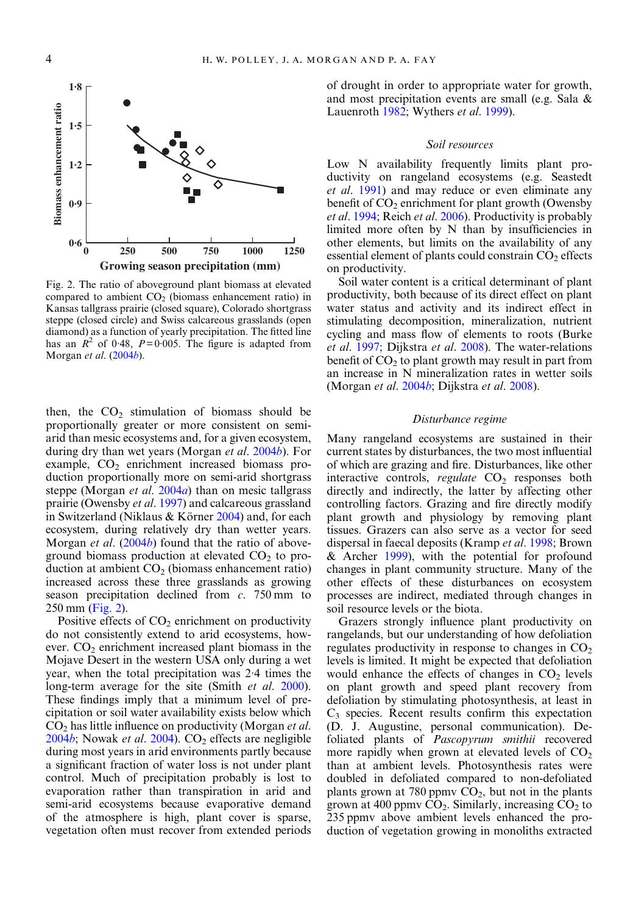Fig. 2. The ratio of aboveground plant biomass at elevated compared to ambient $CO_2$ (biomass enhancement ratio) in Kansas tallgrass prairie (closed square), Colorado shortgrass steppe (closed circle) and Swiss calcareous grasslands (open diamond) as a function of yearly precipitation. The fitted line has an $R^2$ of 0·48, $P = 0·005$. The figure is adapted from Morgan *et al.* (2004*b*).

then, the $CO_2$ stimulation of biomass should be proportionally greater or more consistent on semi-arid than mesic ecosystems and, for a given ecosystem, during dry than wet years (Morgan *et al.* 2004*b*). For example, $CO_2$ enrichment increased biomass production proportionally more on semi-arid shortgrass steppe (Morgan *et al.* 2004*a*) than on mesic tallgrass prairie (Owensby *et al.* 1997) and calcareous grassland in Switzerland (Niklaus & Körner 2004) and, for each ecosystem, during relatively dry than wetter years. Morgan *et al.* (2004*b*) found that the ratio of aboveground biomass production at elevated $CO_2$ to production at ambient $CO_2$ (biomass enhancement ratio) increased across these three grasslands as growing season precipitation declined from *c.* 750 mm to 250 mm (Fig. 2).

Positive effects of $CO_2$ enrichment on productivity do not consistently extend to arid ecosystems, however. $CO_2$ enrichment increased plant biomass in the Mojave Desert in the western USA only during a wet year, when the total precipitation was 2·4 times the long-term average for the site (Smith *et al.* 2000). These findings imply that a minimum level of precipitation or soil water availability exists below which $CO_2$ has little influence on productivity (Morgan *et al.* 2004*b*; Nowak *et al.* 2004). $CO_2$ effects are negligible during most years in arid environments partly because a significant fraction of water loss is not under plant control. Much of precipitation probably is lost to evaporation rather than transpiration in arid and semi-arid ecosystems because evaporative demand of the atmosphere is high, plant cover is sparse, vegetation often must recover from extended periods of drought in order to appropriate water for growth, and most precipitation events are small (e.g. Sala & Lauenroth 1982; Wythers *et al.* 1999).

### *Soil resources*

Low N availability frequently limits plant productivity on rangeland ecosystems (e.g. Seastedt *et al.* 1991) and may reduce or even eliminate any benefit of $CO_2$ enrichment for plant growth (Owensby *et al.* 1994; Reich *et al.* 2006). Productivity is probably limited more often by N than by insufficiencies in other elements, but limits on the availability of any essential element of plants could constrain $CO_2$ effects on productivity.

Soil water content is a critical determinant of plant productivity, both because of its direct effect on plant water status and activity and its indirect effect in stimulating decomposition, mineralization, nutrient cycling and mass flow of elements to roots (Burke *et al.* 1997; Dijkstra *et al.* 2008). The water-relations benefit of $CO_2$ to plant growth may result in part from an increase in N mineralization rates in wetter soils (Morgan *et al.* 2004*b*; Dijkstra *et al.* 2008).

### *Disturbance regime*

Many rangeland ecosystems are sustained in their current states by disturbances, the two most influential of which are grazing and fire. Disturbances, like other interactive controls, *regulate* $CO_2$ responses both directly and indirectly, the latter by affecting other controlling factors. Grazing and fire directly modify plant growth and physiology by removing plant tissues. Grazers can also serve as a vector for seed dispersal in faecal deposits (Kramp *et al.* 1998; Brown & Archer 1999), with the potential for profound changes in plant community structure. Many of the other effects of these disturbances on ecosystem processes are indirect, mediated through changes in soil resource levels or the biota.

Grazers strongly influence plant productivity on rangelands, but our understanding of how defoliation regulates productivity in response to changes in $CO_2$ levels is limited. It might be expected that defoliation would enhance the effects of changes in $CO_2$ levels on plant growth and speed plant recovery from defoliation by stimulating photosynthesis, at least in $C_3$ species. Recent results confirm this expectation (D. J. Augustine, personal communication). Defoliated plants of *Pascopyrum smithii* recovered more rapidly when grown at elevated levels of $CO_2$ than at ambient levels. Photosynthesis rates were doubled in defoliated compared to non-defoliated plants grown at 780 ppmv $CO_2$, but not in the plants grown at 400 ppmv $CO_2$. Similarly, increasing $CO_2$ to 235 ppmv above ambient levels enhanced the production of vegetation growing in monoliths extracted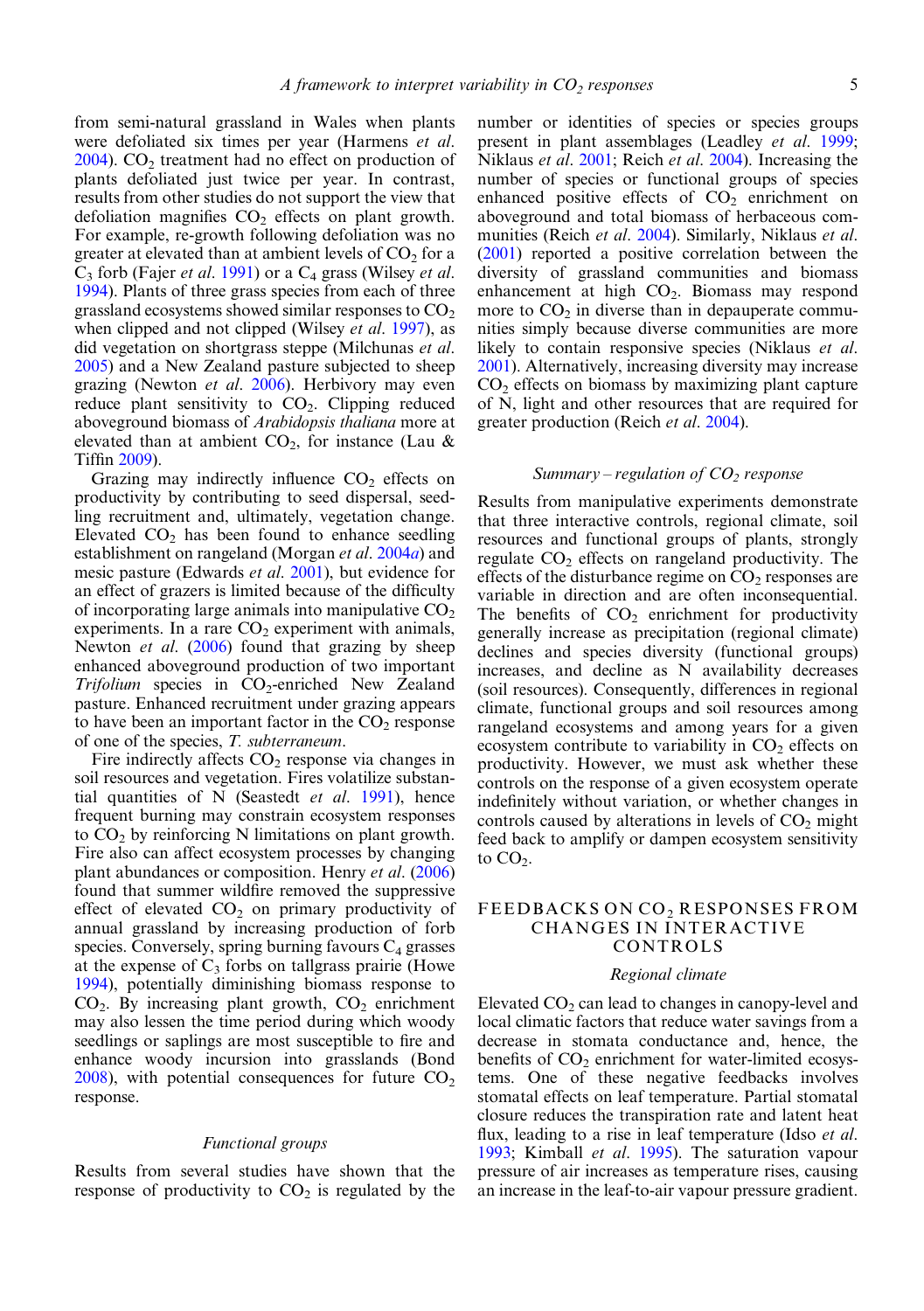from semi-natural grassland in Wales when plants were defoliated six times per year (Harmens *et al.* 2004). $CO_2$ treatment had no effect on production of plants defoliated just twice per year. In contrast, results from other studies do not support the view that defoliation magnifies $CO_2$ effects on plant growth. For example, re-growth following defoliation was no greater at elevated than at ambient levels of $CO_2$ for a $C_3$ forb (Fajer *et al.* 1991) or a $C_4$ grass (Wilsey *et al.* 1994). Plants of three grass species from each of three grassland ecosystems showed similar responses to $CO_2$ when clipped and not clipped (Wilsey *et al.* 1997), as did vegetation on shortgrass steppe (Milchunas *et al.* 2005) and a New Zealand pasture subjected to sheep grazing (Newton *et al.* 2006). Herbivory may even reduce plant sensitivity to $CO_2$. Clipping reduced aboveground biomass of *Arabidopsis thaliana* more at elevated than ambient $CO_2$, for instance (Lau & Tiffin 2009).

Grazing may indirectly influence $CO_2$ effects on productivity by contributing to seed dispersal, seedling recruitment and, ultimately, vegetation change. Elevated $CO_2$ has been found to enhance seedling establishment on rangeland (Morgan *et al.* 2004*a*) and mesic pasture (Edwards *et al.* 2001), but evidence for an effect of grazers is limited because of the difficulty of incorporating large animals into manipulative $CO_2$ experiments. In a rare $CO_2$ experiment with animals, Newton *et al.* (2006) found that grazing by sheep enhanced aboveground production of two important *Trifolium* species in $CO_2$-enriched New Zealand pasture. Enhanced recruitment under grazing appears to have been an important factor in the $CO_2$ response of one of the species, *T. subterraneum*.

Fire indirectly affects $CO_2$ response via changes in soil resources and vegetation. Fires volatilize substantial quantities of N (Seastedt *et al.* 1991), hence frequent burning may constrain ecosystem responses to $CO_2$ by reinforcing N limitations on plant growth. Fire also can affect ecosystem processes by changing plant abundances or composition. Henry *et al.* (2006) found that summer wildfire removed the suppressive effect of elevated $CO_2$ on primary productivity of annual grassland by increasing production of forb species. Conversely, spring burning favours $C_4$ grasses at the expense of $C_3$ forbs on tallgrass prairie (Howe 1994), potentially diminishing biomass response to $CO_2$. By increasing plant growth, $CO_2$ enrichment may also lessen the time period during which woody seedlings or saplings are most susceptible to fire and enhance woody incursion into grasslands (Bond 2008), with potential consequences for future $CO_2$ response.

### *Functional groups*

Results from several studies have shown that the response of productivity to $CO_2$ is regulated by the number or identities of species or species groups present in plant assemblages (Leadley *et al.* 1999; Niklaus *et al.* 2001; Reich *et al.* 2004). Increasing the number of species or functional groups of species enhanced positive effects of $CO_2$ enrichment on aboveground and total biomass of herbaceous communities (Reich *et al.* 2004). Similarly, Niklaus *et al.* (2001) reported a positive correlation between the diversity of grassland communities and biomass enhancement at high $CO_2$. Biomass may respond more to $CO_2$ in diverse than in depauperate communities simply because diverse communities are more likely to contain responsive species (Niklaus *et al.* 2001). Alternatively, increasing diversity may increase $CO_2$ effects on biomass by maximizing plant capture of N, light and other resources that are required for greater production (Reich *et al.* 2004).

### *Summary – regulation of $CO_2$ response*

Results from manipulative experiments demonstrate that three interactive controls, regional climate, soil resources and functional groups of plants, strongly regulate $CO_2$ effects on rangeland productivity. The effects of the disturbance regime on $CO_2$ responses are variable in direction and are often inconsequential. The benefits of $CO_2$ enrichment for productivity generally increase as precipitation (regional climate) declines and species diversity (functional groups) increases, and decline as N availability decreases (soil resources). Consequently, differences in regional climate, functional groups and soil resources among rangeland ecosystems and among years for a given ecosystem contribute to variability in $CO_2$ effects on productivity. However, we must ask whether these controls on the response of a given ecosystem operate indefinitely without variation, or whether changes in controls caused by alterations in levels of $CO_2$ might feed back to amplify or dampen ecosystem sensitivity to $CO_2$.

## FEEDBACKS ON $CO_2$ RESPONSES FROM CHANGES IN INTERACTIVE CONTROLS

### *Regional climate*

Elevated $CO_2$ can lead to changes in canopy-level and local climatic factors that reduce water savings from a decrease in stomata conductance and, hence, the benefits of $CO_2$ enrichment for water-limited ecosystems. One of these negative feedbacks involves stomatal effects on leaf temperature. Partial stomatal closure reduces the transpiration rate and latent heat flux, leading to a rise in leaf temperature (Idso *et al.* 1993; Kimball *et al.* 1995). The saturation vapour pressure of air increases as temperature rises, causing an increase in the leaf-to-air vapour pressure gradient.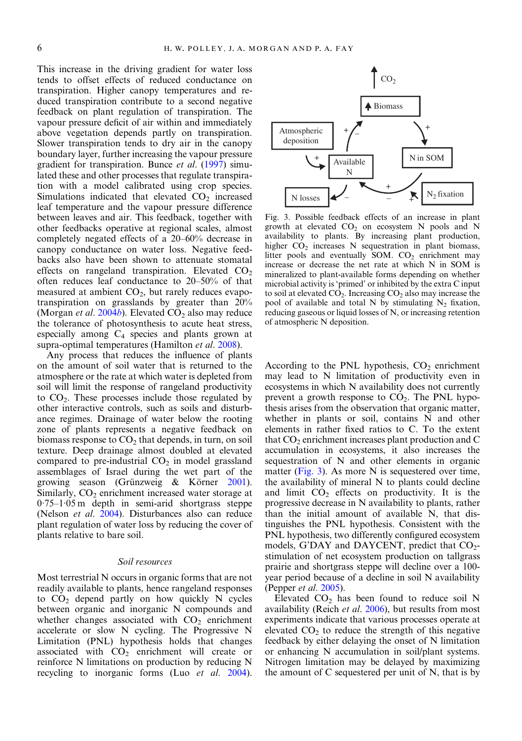This increase in the driving gradient for water loss tends to offset effects of reduced conductance on transpiration. Higher canopy temperatures and reduced transpiration contribute to a second negative feedback on plant regulation of transpiration. The vapour pressure deficit of air within and immediately above vegetation depends partly on transpiration. Slower transpiration tends to dry air in the canopy boundary layer, further increasing the vapour pressure gradient for transpiration. Bunce *et al*. (1997) simulated these and other processes that regulate transpiration with a model calibrated using crop species. Simulations indicated that elevated $CO_2$ increased leaf temperature and the vapour pressure difference between leaves and air. This feedback, together with other feedbacks operative at regional scales, almost completely negated effects of a 20–60% decrease in canopy conductance on water loss. Negative feedbacks also have been shown to attenuate stomatal effects on rangeland transpiration. Elevated $CO_2$ often reduces leaf conductance to 20–50% of that measured at ambient $CO_2$, but rarely reduces evapotranspiration on grasslands by greater than 20% (Morgan *et al*. 2004*b*). Elevated $CO_2$ also may reduce the tolerance of photosynthesis to acute heat stress, especially among $C_4$ species and plants grown at supra-optimal temperatures (Hamilton *et al*. 2008).

Any process that reduces the influence of plants on the amount of soil water that is returned to the atmosphere or the rate at which water is depleted from soil will limit the response of rangeland productivity to $CO_2$. These processes include those regulated by other interactive controls, such as soils and disturbance regimes. Drainage of water below the rooting zone of plants represents a negative feedback on biomass response to $CO_2$ that depends, in turn, on soil texture. Deep drainage almost doubled at elevated compared to pre-industrial $CO_2$ in model grassland assemblages of Israel during the wet part of the growing season (Grünzweig & Körner 2001). Similarly, $CO_2$ enrichment increased water storage at 0·75–1·05 m depth in semi-arid shortgrass steppe (Nelson *et al*. 2004). Disturbances also can reduce plant regulation of water loss by reducing the cover of plants relative to bare soil.

### *Soil resources*

Most terrestrial N occurs in organic forms that are not readily available to plants, hence rangeland responses to $CO_2$ depend partly on how quickly N cycles between organic and inorganic N compounds and whether changes associated with $CO_2$ enrichment accelerate or slow N cycling. The Progressive N Limitation (PNL) hypothesis holds that changes associated with $CO_2$ enrichment will create or reinforce N limitations on production by reducing N recycling to inorganic forms (Luo *et al*. 2004).

Fig. 3. Possible feedback effects of an increase in plant growth at elevated $CO_2$ on ecosystem N pools and N availability to plants. By increasing plant production, higher $CO_2$ increases N sequestration in plant biomass, litter pools and eventually SOM. $CO_2$ enrichment may increase or decrease the net rate at which N in SOM is mineralized to plant-available forms depending on whether microbial activity is 'primed' or inhibited by the extra C input to soil at elevated $CO_2$. Increasing $CO_2$ also may increase the pool of available and total N by stimulating $N_2$ fixation, reducing gaseous or liquid losses of N, or increasing retention of atmospheric N deposition.

According to the PNL hypothesis, $CO_2$ enrichment may lead to N limitation of productivity even in ecosystems in which N availability does not currently prevent a growth response to $CO_2$. The PNL hypothesis arises from the observation that organic matter, whether in plants or soil, contains N and other elements in rather fixed ratios to C. To the extent that $CO_2$ enrichment increases plant production and C accumulation in ecosystems, it also increases the sequestration of N and other elements in organic matter (Fig. 3). As more N is sequestered over time, the availability of mineral N to plants could decline and limit $CO_2$ effects on productivity. It is the progressive decrease in N availability to plants, rather than the initial amount of available N, that distinguishes the PNL hypothesis. Consistent with the PNL hypothesis, two differently configured ecosystem models, G'DAY and DAYCENT, predict that $CO_2$-stimulation of net ecosystem production on tallgrass prairie and shortgrass steppe will decline over a 100-year period because of a decline in soil N availability (Pepper *et al*. 2005).

Elevated $CO_2$ has been found to reduce soil N availability (Reich *et al*. 2006), but results from most experiments indicate that various processes operate at elevated $CO_2$ to reduce the strength of this negative feedback by either delaying the onset of N limitation or enhancing N accumulation in soil/plant systems. Nitrogen limitation may be delayed by maximizing the amount of C sequestered per unit of N, that is by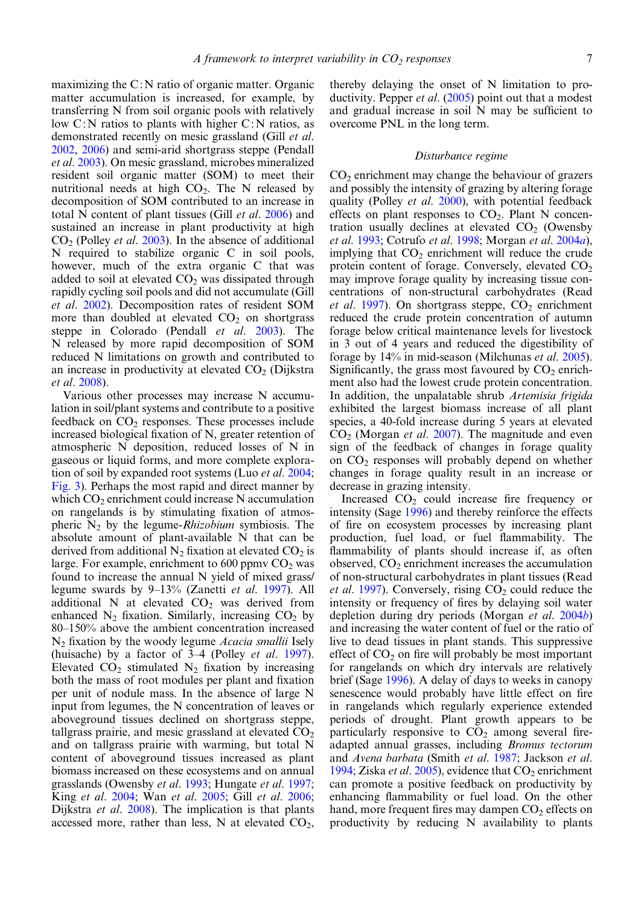maximizing the C : N ratio of organic matter. Organic matter accumulation is increased, for example, by transferring N from soil organic pools with relatively low C : N ratios to plants with higher C : N ratios, as demonstrated recently on mesic grassland (Gill *et al*. 2002, 2006) and semi-arid shortgrass steppe (Pendall *et al*. 2003). On mesic grassland, microbes mineralized resident soil organic matter (SOM) to meet their nutritional needs at high $CO_2$. The N released by decomposition of SOM contributed to an increase in total N content of plant tissues (Gill *et al*. 2006) and sustained an increase in plant productivity at high $CO_2$ (Polley *et al*. 2003). In the absence of additional N required to stabilize organic C in soil pools, however, much of the extra organic C that was added to soil at elevated $CO_2$ was dissipated through rapidly cycling soil pools and did not accumulate (Gill *et al*. 2002). Decomposition rates of resident SOM more than doubled at elevated $CO_2$ on shortgrass steppe in Colorado (Pendall *et al*. 2003). The N released by more rapid decomposition of SOM reduced N limitations on growth and contributed to an increase in productivity at elevated $CO_2$ (Dijkstra *et al*. 2008).

Various other processes may increase N accumulation in soil/plant systems and contribute to a positive feedback on $CO_2$ responses. These processes include increased biological fixation of N, greater retention of atmospheric N deposition, reduced losses of N in gaseous or liquid forms, and more complete exploration of soil by expanded root systems (Luo *et al*. 2004; Fig. 3). Perhaps the most rapid and direct manner by which $CO_2$ enrichment could increase N accumulation on rangelands is by stimulating fixation of atmospheric $N_2$ by the legume-*Rhizobium* symbiosis. The absolute amount of plant-available N that can be derived from additional $N_2$ fixation at elevated $CO_2$ is large. For example, enrichment to 600 ppmv $CO_2$ was found to increase the annual N yield of mixed grass/legume swards by 9–13% (Zanetti *et al*. 1997). All additional N at elevated $CO_2$ was derived from enhanced $N_2$ fixation. Similarly, increasing $CO_2$ by 80–150% above the ambient concentration increased $N_2$ fixation by the woody legume *Acacia smallii* Isely (huisache) by a factor of 3–4 (Polley *et al*. 1997). Elevated $CO_2$ stimulated $N_2$ fixation by increasing both the mass of root nodules per plant and fixation per unit of nodule mass. In the absence of large N input from legumes, the N concentration of leaves or aboveground tissues declined on shortgrass steppe, tallgrass prairie, and mesic grassland at elevated $CO_2$ and on tallgrass prairie with warming, but total N content of aboveground tissues increased as plant biomass increased on these ecosystems and on annual grasslands (Owensby *et al*. 1993; Hungate *et al*. 1997; King *et al*. 2004; Wan *et al*. 2005; Gill *et al*. 2006; Dijkstra *et al*. 2008). The implication is that plants accessed more, rather than less, N at elevated $CO_2$, thereby delaying the onset of N limitation to productivity. Pepper *et al*. (2005) point out that a modest and gradual increase in soil N may be sufficient to overcome PNL in the long term.

### Disturbance regime

$CO_2$ enrichment may change the behaviour of grazers and possibly the intensity of grazing by altering forage quality (Polley *et al*. 2000), with potential feedback effects on plant responses to $CO_2$. Plant N concentration usually declines at elevated $CO_2$ (Owensby *et al*. 1993; Cotrufo *et al*. 1998; Morgan *et al*. 2004*a*), implying that $CO_2$ enrichment will reduce the crude protein content of forage. Conversely, elevated $CO_2$ may improve forage quality by increasing tissue concentrations of non-structural carbohydrates (Read *et al*. 1997). On shortgrass steppe, $CO_2$ enrichment reduced the crude protein concentration of autumn forage below critical maintenance levels for livestock in 3 out of 4 years and reduced the digestibility of forage by 14% in mid-season (Milchunas *et al*. 2005). Significantly, the grass most favoured by $CO_2$ enrichment also had the lowest crude protein concentration. In addition, the unpalatable shrub *Artemisia frigida* exhibited the largest biomass increase of all plant species, a 40-fold increase during 5 years at elevated $CO_2$ (Morgan *et al*. 2007). The magnitude and even sign of the feedback of changes in forage quality on $CO_2$ responses will probably depend on whether changes in forage quality result in an increase or decrease in grazing intensity.

Increased $CO_2$ could increase fire frequency or intensity (Sage 1996) and thereby reinforce the effects of fire on ecosystem processes by increasing plant production, fuel load, or fuel flammability. The flammability of plants should increase if, as often observed, $CO_2$ enrichment increases the accumulation of non-structural carbohydrates in plant tissues (Read *et al*. 1997). Conversely, rising $CO_2$ could reduce the intensity or frequency of fires by delaying soil water depletion during dry periods (Morgan *et al*. 2004*b*) and increasing the water content of fuel or the ratio of live to dead tissues in plant stands. This suppressive effect of $CO_2$ on fire will probably be most important for rangelands on which dry intervals are relatively brief (Sage 1996). A delay of days to weeks in canopy senescence would probably have little effect on fire in rangelands which regularly experience extended periods of drought. Plant growth appears to be particularly responsive to $CO_2$ among several fire-adapted annual grasses, including *Bromus tectorum* and *Avena barbata* (Smith *et al*. 1987; Jackson *et al*. 1994; Ziska *et al*. 2005), evidence that $CO_2$ enrichment can promote a positive feedback on productivity by enhancing flammability or fuel load. On the other hand, more frequent fires may dampen $CO_2$ effects on productivity by reducing N availability to plants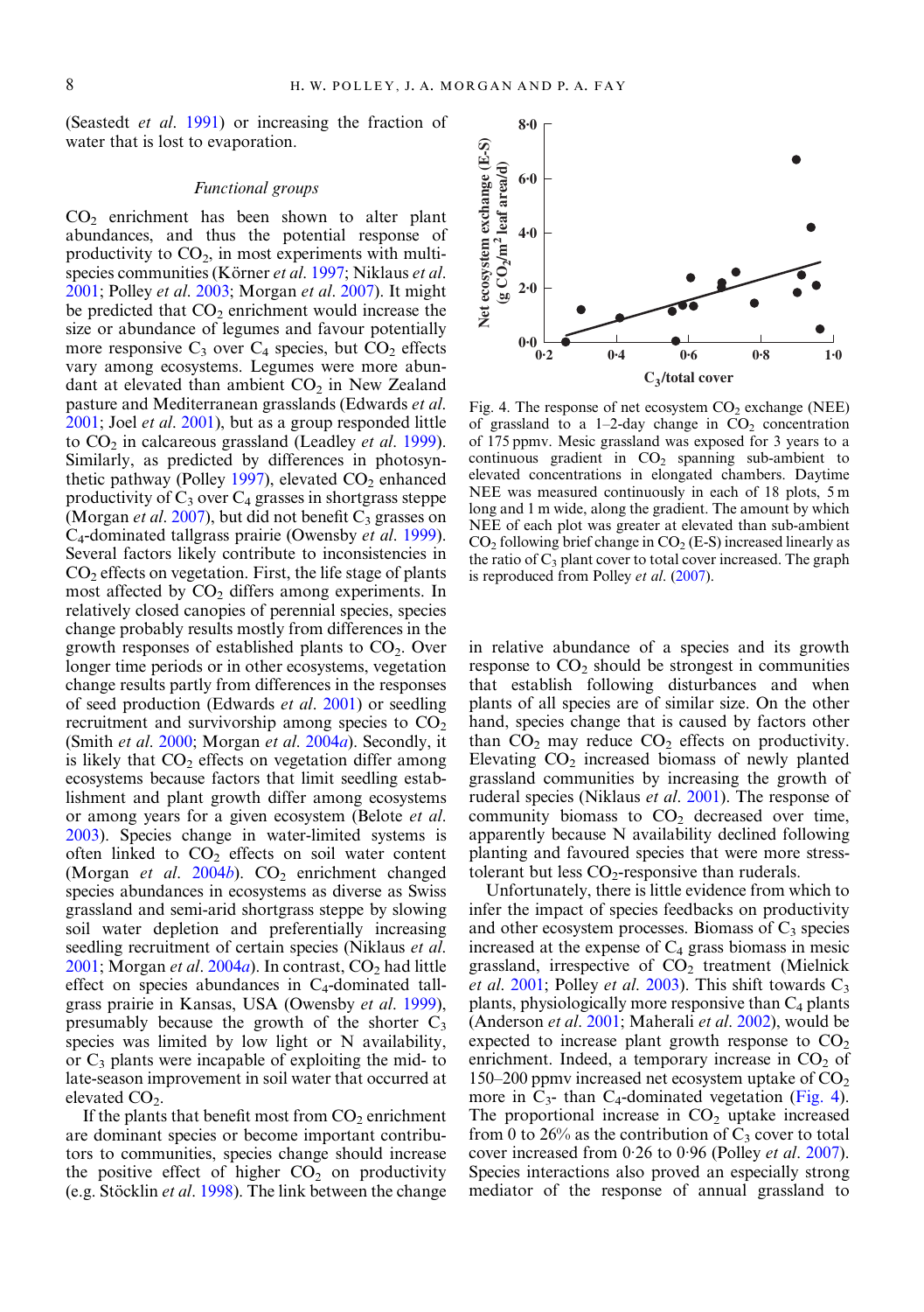(Seastedt *et al.* 1991) or increasing the fraction of water that is lost to evaporation.

### *Functional groups*

$CO_2$ enrichment has been shown to alter plant abundances, and thus the potential response of productivity to $CO_2$, in most experiments with multi-species communities (Körner *et al.* 1997; Niklaus *et al.* 2001; Polley *et al.* 2003; Morgan *et al.* 2007). It might be predicted that $CO_2$ enrichment would increase the size or abundance of legumes and favour potentially more responsive $C_3$ over $C_4$ species, but $CO_2$ effects vary among ecosystems. Legumes were more abundant at elevated than ambient $CO_2$ in New Zealand pasture and Mediterranean grasslands (Edwards *et al.* 2001; Joel *et al.* 2001), but as a group responded little to $CO_2$ in calcareous grassland (Leadley *et al.* 1999). Similarly, as predicted by differences in photosynthetic pathway (Polley 1997), elevated $CO_2$ enhanced productivity of $C_3$ over $C_4$ grasses in shortgrass steppe (Morgan *et al.* 2007), but did not benefit $C_3$ grasses on $C_4$-dominated tallgrass prairie (Owensby *et al.* 1999). Several factors likely contribute to inconsistencies in $CO_2$ effects on vegetation. First, the life stage of plants most affected by $CO_2$ differs among experiments. In relatively closed canopies of perennial species, species change probably results mostly from differences in the growth responses of established plants to $CO_2$. Over longer time periods or in other ecosystems, vegetation change results partly from differences in the responses of seed production (Edwards *et al.* 2001) or seedling recruitment and survivorship among species to $CO_2$ (Smith *et al.* 2000; Morgan *et al.* 2004*a*). Secondly, it is likely that $CO_2$ effects on vegetation differ among ecosystems because factors that limit seedling establishment and plant growth differ among ecosystems or among years for a given ecosystem (Belote *et al.* 2003). Species change in water-limited systems is often linked to $CO_2$ effects on soil water content (Morgan *et al.* 2004*b*). $CO_2$ enrichment changed species abundances in ecosystems as diverse as Swiss grassland and semi-arid shortgrass steppe by slowing soil water depletion and preferentially increasing seedling recruitment of certain species (Niklaus *et al.* 2001; Morgan *et al.* 2004*a*). In contrast, $CO_2$ had little effect on species abundances in $C_4$-dominated tallgrass prairie in Kansas, USA (Owensby *et al.* 1999), presumably because the growth of the shorter $C_3$ species was limited by low light or N availability, or $C_3$ plants were incapable of exploiting the mid- to late-season improvement in soil water that occurred at elevated $CO_2$.

If the plants that benefit most from $CO_2$ enrichment are dominant species or become important contributors to communities, species change should increase the positive effect of higher $CO_2$ on productivity (e.g. Stöcklin *et al.* 1998). The link between the change in relative abundance of a species and its growth response to $CO_2$ should be strongest in communities that establish following disturbances and when plants of all species are of similar size. On the other hand, species change that is caused by factors other than $CO_2$ may reduce $CO_2$ effects on productivity. Elevating $CO_2$ increased biomass of newly planted grassland communities by increasing the growth of ruderal species (Niklaus *et al.* 2001). The response of community biomass to $CO_2$ decreased over time, apparently because N availability declined following planting and favoured species that were more stress-tolerant but less $CO_2$-responsive than ruderals.

Unfortunately, there is little evidence from which to infer the impact of species feedbacks on productivity and other ecosystem processes. Biomass of $C_3$ species increased at the expense of $C_4$ grass biomass in mesic grassland, irrespective of $CO_2$ treatment (Mielnick *et al.* 2001; Polley *et al.* 2003). This shift towards $C_3$ plants, physiologically more responsive than $C_4$ plants (Anderson *et al.* 2001; Maherali *et al.* 2002), would be expected to increase plant growth response to $CO_2$ enrichment. Indeed, a temporary increase in $CO_2$ of 150–200 ppmv increased net ecosystem uptake of $CO_2$ more in $C_3$- than $C_4$-dominated vegetation (Fig. 4). The proportional increase in $CO_2$ uptake increased from 0 to 26% as the contribution of $C_3$ cover to total cover increased from 0·26 to 0·96 (Polley *et al.* 2007). Species interactions also proved an especially strong mediator of the response of annual grassland to

Fig. 4. The response of net ecosystem $CO_2$ exchange (NEE) of grassland to a 1–2-day change in $CO_2$ concentration of 175 ppmv. Mesic grassland was exposed for 3 years to a continuous gradient in $CO_2$ spanning sub-ambient to elevated concentrations in elongated chambers. Daytime NEE was measured continuously in each of 18 plots, 5 m long and 1 m wide, along the gradient. The amount by which NEE of each plot was greater at elevated than sub-ambient $CO_2$ following brief change in $CO_2$ (E-S) increased linearly as the ratio of $C_3$ plant cover to total cover increased. The graph is reproduced from Polley *et al.* (2007).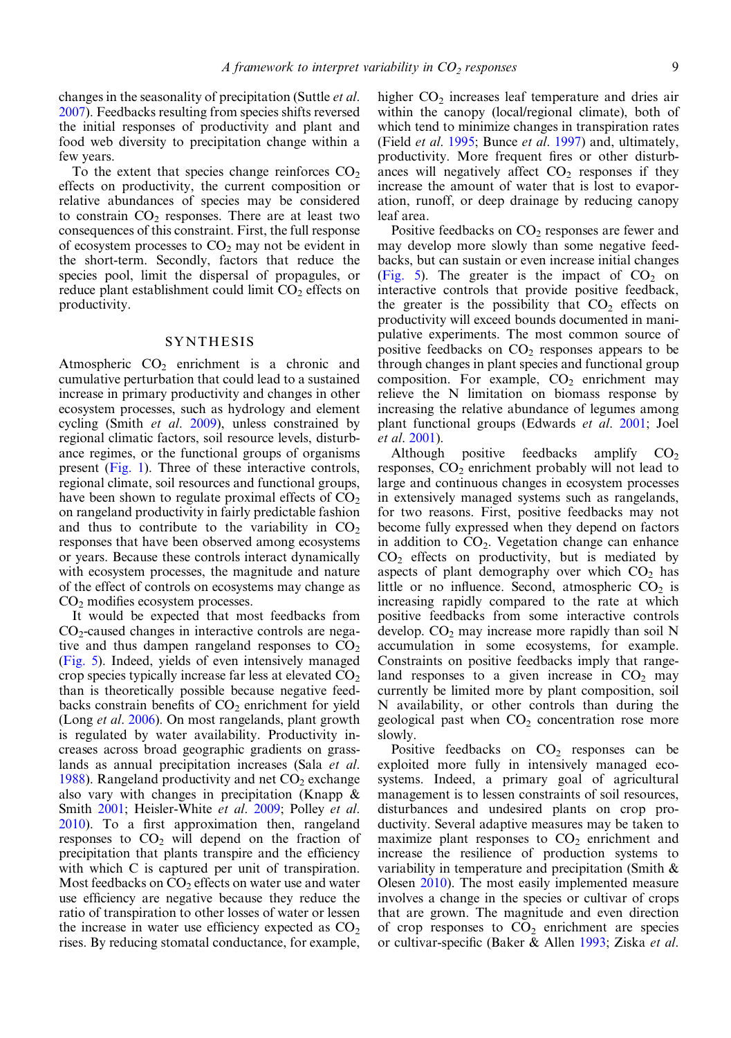changes in the seasonality of precipitation (Suttle *et al.* 2007). Feedbacks resulting from species shifts reversed the initial responses of productivity and plant and food web diversity to precipitation change within a few years.

To the extent that species change reinforces $CO_2$ effects on productivity, the current composition or relative abundances of species may be considered to constrain $CO_2$ responses. There are at least two consequences of this constraint. First, the full response of ecosystem processes to $CO_2$ may not be evident in the short-term. Secondly, factors that reduce the species pool, limit the dispersal of propagules, or reduce plant establishment could limit $CO_2$ effects on productivity.

## SYNTHESIS

Atmospheric $CO_2$ enrichment is a chronic and cumulative perturbation that could lead to a sustained increase in primary productivity and changes in other ecosystem processes, such as hydrology and element cycling (Smith *et al.* 2009), unless constrained by regional climatic factors, soil resource levels, disturbance regimes, or the functional groups of organisms present (Fig. 1). Three of these interactive controls, regional climate, soil resources and functional groups, have been shown to regulate proximal effects of $CO_2$ on rangeland productivity in fairly predictable fashion and thus to contribute to the variability in $CO_2$ responses that have been observed among ecosystems or years. Because these controls interact dynamically with ecosystem processes, the magnitude and nature of the effect of controls on ecosystems may change as $CO_2$ modifies ecosystem processes.

It would be expected that most feedbacks from $CO_2$-caused changes in interactive controls are negative and thus dampen rangeland responses to $CO_2$ (Fig. 5). Indeed, yields of even intensively managed crop species typically increase far less at elevated $CO_2$ than is theoretically possible because negative feedbacks constrain benefits of $CO_2$ enrichment for yield (Long *et al.* 2006). On most rangelands, plant growth is regulated by water availability. Productivity increases across broad geographic gradients on grasslands as annual precipitation increases (Sala *et al.* 1988). Rangeland productivity and net $CO_2$ exchange also vary with changes in precipitation (Knapp & Smith 2001; Heisler-White *et al.* 2009; Polley *et al.* 2010). To a first approximation then, rangeland responses to $CO_2$ will depend on the fraction of precipitation that plants transpire and the efficiency with which C is captured per unit of transpiration. Most feedbacks on $CO_2$ effects on water use and water use efficiency are negative because they reduce the ratio of transpiration to other losses of water or lessen the increase in water use efficiency expected as $CO_2$ rises. By reducing stomatal conductance, for example, higher $CO_2$ increases leaf temperature and dries air within the canopy (local/regional climate), both of which tend to minimize changes in transpiration rates (Field *et al.* 1995; Bunce *et al.* 1997) and, ultimately, productivity. More frequent fires or other disturbances will negatively affect $CO_2$ responses if they increase the amount of water that is lost to evaporation, runoff, or deep drainage by reducing canopy leaf area.

Positive feedbacks on $CO_2$ responses are fewer and may develop more slowly than some negative feedbacks, but can sustain or even increase initial changes (Fig. 5). The greater is the impact of $CO_2$ on interactive controls that provide positive feedback, the greater is the possibility that $CO_2$ effects on productivity will exceed bounds documented in manipulative experiments. The most common source of positive feedbacks on $CO_2$ responses appears to be through changes in plant species and functional group composition. For example, $CO_2$ enrichment may relieve the N limitation on biomass response by increasing the relative abundance of legumes among plant functional groups (Edwards *et al.* 2001; Joel *et al.* 2001).

Although positive feedbacks amplify $CO_2$ responses, $CO_2$ enrichment probably will not lead to large and continuous changes in ecosystem processes in extensively managed systems such as rangelands, for two reasons. First, positive feedbacks may not become fully expressed when they depend on factors in addition to $CO_2$. Vegetation change can enhance $CO_2$ effects on productivity, but is mediated by aspects of plant demography over which $CO_2$ has little or no influence. Second, atmospheric $CO_2$ is increasing rapidly compared to the rate at which positive feedbacks from some interactive controls develop. $CO_2$ may increase more rapidly than soil N accumulation in some ecosystems, for example. Constraints on positive feedbacks imply that rangeland responses to a given increase in $CO_2$ may currently be limited more by plant composition, soil N availability, or other controls than during the geological past when $CO_2$ concentration rose more slowly.

Positive feedbacks on $CO_2$ responses can be exploited more fully in intensively managed ecosystems. Indeed, a primary goal of agricultural management is to lessen constraints of soil resources, disturbances and undesired plants on crop productivity. Several adaptive measures may be taken to maximize plant responses to $CO_2$ enrichment and increase the resilience of production systems to variability in temperature and precipitation (Smith & Olesen 2010). The most easily implemented measure involves a change in the species or cultivar of crops that are grown. The magnitude and even direction of crop responses to $CO_2$ enrichment are species or cultivar-specific (Baker & Allen 1993; Ziska *et al.*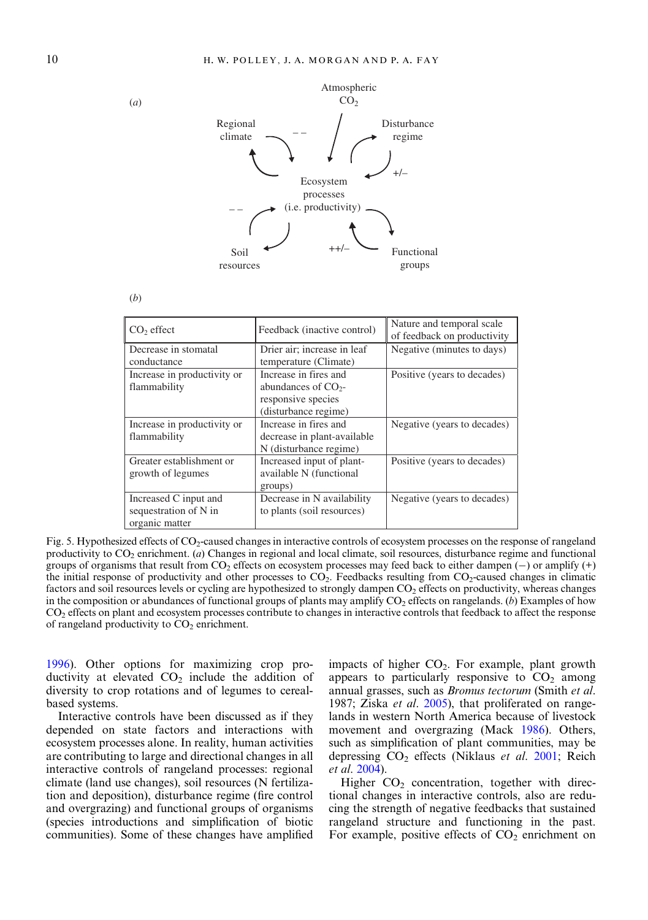(*a*)

Atmospheric $CO_2$

Regional climate — – –

Disturbance regime — +/–

Ecosystem processes (i.e. productivity)

Soil resources — – –

Functional groups — ++/–

(*b*)

| $CO_2$ effect | Feedback (inactive control) | Nature and temporal scale of feedback on productivity |
|---|---|---|
| Decrease in stomatal conductance | Drier air; increase in leaf temperature (Climate) | Negative (minutes to days) |
| Increase in productivity or flammability | Increase in fires and abundances of $CO_2$-responsive species (disturbance regime) | Positive (years to decades) |
| Increase in productivity or flammability | Increase in fires and decrease in plant-available N (disturbance regime) | Negative (years to decades) |
| Greater establishment or growth of legumes | Increased input of plant-available N (functional groups) | Positive (years to decades) |
| Increased C input and sequestration of N in organic matter | Decrease in N availability to plants (soil resources) | Negative (years to decades) |

Fig. 5. Hypothesized effects of $CO_2$-caused changes in interactive controls of ecosystem processes on the response of rangeland productivity to $CO_2$ enrichment. (*a*) Changes in regional and local climate, soil resources, disturbance regime and functional groups of organisms that result from $CO_2$ effects on ecosystem processes may feed back to either dampen (−) or amplify (+) the initial response of productivity and other processes to $CO_2$. Feedbacks resulting from $CO_2$-caused changes in climatic factors and soil resources levels or cycling are hypothesized to strongly dampen $CO_2$ effects on productivity, whereas changes in the composition or abundances of functional groups of plants may amplify $CO_2$ effects on rangelands. (*b*) Examples of how $CO_2$ effects on plant and ecosystem processes contribute to changes in interactive controls that feedback to affect the response of rangeland productivity to $CO_2$ enrichment.

1996). Other options for maximizing crop productivity at elevated $CO_2$ include the addition of diversity to crop rotations and of legumes to cereal-based systems.

Interactive controls have been discussed as if they depended on state factors and interactions with ecosystem processes alone. In reality, human activities are contributing to large and directional changes in all interactive controls of rangeland processes: regional climate (land use changes), soil resources (N fertilization and deposition), disturbance regime (fire control and overgrazing) and functional groups of organisms (species introductions and simplification of biotic communities). Some of these changes have amplified impacts of higher $CO_2$. For example, plant growth appears to particularly responsive to $CO_2$ among annual grasses, such as *Bromus tectorum* (Smith *et al.* 1987; Ziska *et al.* 2005), that proliferated on rangelands in western North America because of livestock movement and overgrazing (Mack 1986). Others, such as simplification of plant communities, may be depressing $CO_2$ effects (Niklaus *et al.* 2001; Reich *et al.* 2004).

Higher $CO_2$ concentration, together with directional changes in interactive controls, also are reducing the strength of negative feedbacks that sustained rangeland structure and functioning in the past. For example, positive effects of $CO_2$ enrichment on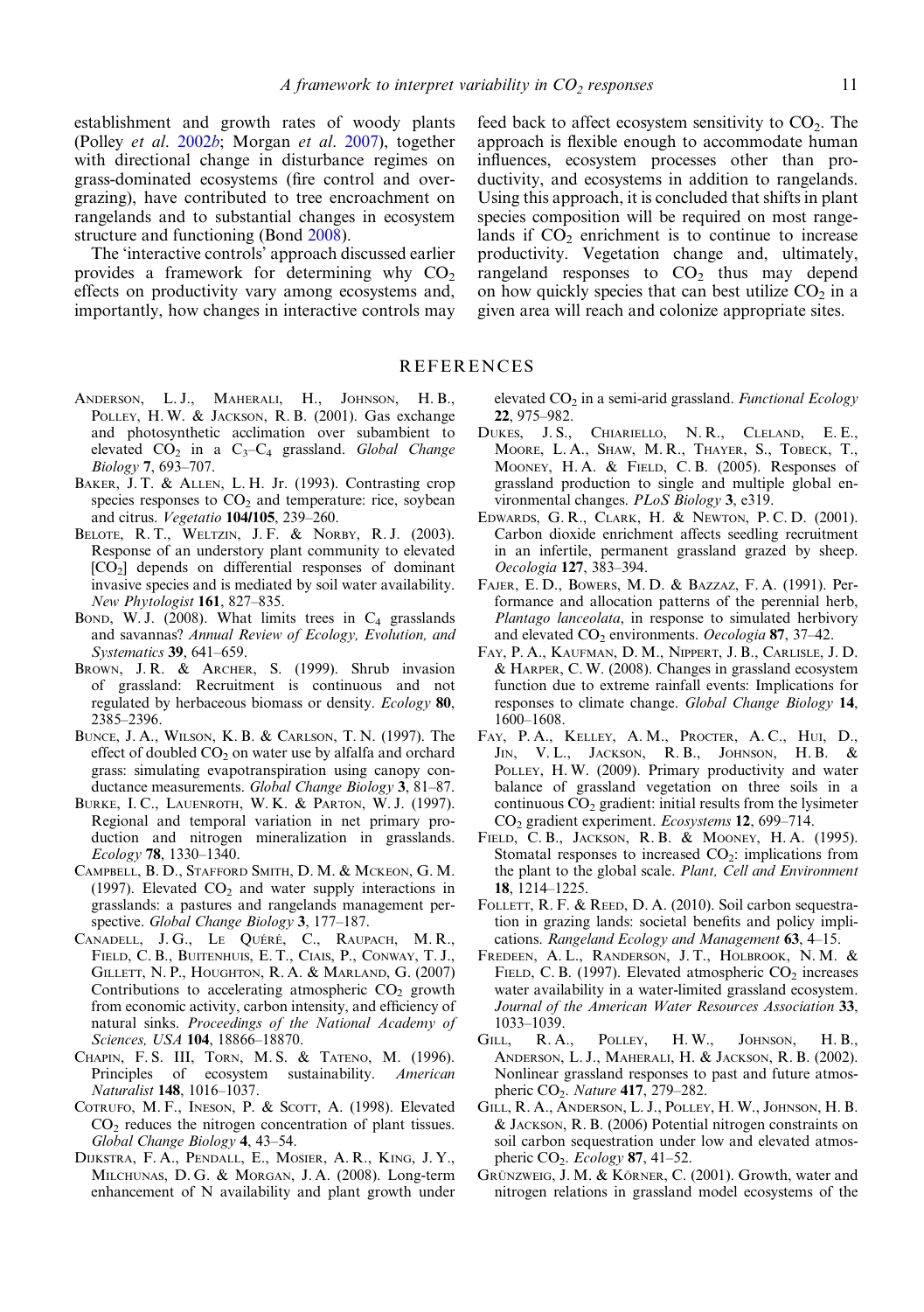establishment and growth rates of woody plants (Polley *et al*. 2002*b*; Morgan *et al*. 2007), together with directional change in disturbance regimes on grass-dominated ecosystems (fire control and overgrazing), have contributed to tree encroachment on rangelands and to substantial changes in ecosystem structure and functioning (Bond 2008).

The 'interactive controls' approach discussed earlier provides a framework for determining why $CO_2$ effects on productivity vary among ecosystems and, importantly, how changes in interactive controls may feed back to affect ecosystem sensitivity to $CO_2$. The approach is flexible enough to accommodate human influences, ecosystem processes other than productivity, and ecosystems in addition to rangelands. Using this approach, it is concluded that shifts in plant species composition will be required on most rangelands if $CO_2$ enrichment is to continue to increase productivity. Vegetation change and, ultimately, rangeland responses to $CO_2$ thus may depend on how quickly species that can best utilize $CO_2$ in a given area will reach and colonize appropriate sites.

## REFERENCES

Anderson, L. J., Maherali, H., Johnson, H. B., Polley, H. W. & Jackson, R. B. (2001). Gas exchange and photosynthetic acclimation over subambient to elevated $CO_2$ in a $C_3$–$C_4$ grassland. *Global Change Biology* **7**, 693–707.

Baker, J. T. & Allen, L. H. Jr. (1993). Contrasting crop species responses to $CO_2$ and temperature: rice, soybean and citrus. *Vegetatio* **104/105**, 239–260.

Belote, R. T., Weltzin, J. F. & Norby, R. J. (2003). Response of an understory plant community to elevated [$CO_2$] depends on differential responses of dominant invasive species and is mediated by soil water availability. *New Phytologist* **161**, 827–835.

Bond, W. J. (2008). What limits trees in $C_4$ grasslands and savannas? *Annual Review of Ecology, Evolution, and Systematics* **39**, 641–659.

Brown, J. R. & Archer, S. (1999). Shrub invasion of grassland: Recruitment is continuous and not regulated by herbaceous biomass or density. *Ecology* **80**, 2385–2396.

Bunce, J. A., Wilson, K. B. & Carlson, T. N. (1997). The effect of doubled $CO_2$ on water use by alfalfa and orchard grass: simulating evapotranspiration using canopy conductance measurements. *Global Change Biology* **3**, 81–87.

Burke, I. C., Lauenroth, W. K. & Parton, W. J. (1997). Regional and temporal variation in net primary production and nitrogen mineralization in grasslands. *Ecology* **78**, 1330–1340.

Campbell, B. D., Stafford Smith, D. M. & Mckeon, G. M. (1997). Elevated $CO_2$ and water supply interactions in grasslands: a pastures and rangelands management perspective. *Global Change Biology* **3**, 177–187.

Canadell, J. G., Le Quéré, C., Raupach, M. R., Field, C. B., Buitenhuis, E. T., Ciais, P., Conway, T. J., Gillett, N. P., Houghton, R. A. & Marland, G. (2007) Contributions to accelerating atmospheric $CO_2$ growth from economic activity, carbon intensity, and efficiency of natural sinks. *Proceedings of the National Academy of Sciences, USA* **104**, 18866–18870.

Chapin, F. S. III, Torn, M. S. & Tateno, M. (1996). Principles of ecosystem sustainability. *American Naturalist* **148**, 1016–1037.

Cotrufo, M. F., Ineson, P. & Scott, A. (1998). Elevated $CO_2$ reduces the nitrogen concentration of plant tissues. *Global Change Biology* **4**, 43–54.

Dijkstra, F. A., Pendall, E., Mosier, A. R., King, J. Y., Milchunas, D. G. & Morgan, J. A. (2008). Long-term enhancement of N availability and plant growth under elevated $CO_2$ in a semi-arid grassland. *Functional Ecology* **22**, 975–982.

Dukes, J. S., Chiariello, N. R., Cleland, E. E., Moore, L. A., Shaw, M. R., Thayer, S., Tobeck, T., Mooney, H. A. & Field, C. B. (2005). Responses of grassland production to single and multiple global environmental changes. *PLoS Biology* **3**, e319.

Edwards, G. R., Clark, H. & Newton, P. C. D. (2001). Carbon dioxide enrichment affects seedling recruitment in an infertile, permanent grassland grazed by sheep. *Oecologia* **127**, 383–394.

Fajer, E. D., Bowers, M. D. & Bazzaz, F. A. (1991). Performance and allocation patterns of the perennial herb, *Plantago lanceolata*, in response to simulated herbivory and elevated $CO_2$ environments. *Oecologia* **87**, 37–42.

Fay, P. A., Kaufman, D. M., Nippert, J. B., Carlisle, J. D. & Harper, C. W. (2008). Changes in grassland ecosystem function due to extreme rainfall events: Implications for responses to climate change. *Global Change Biology* **14**, 1600–1608.

Fay, P. A., Kelley, A. M., Procter, A. C., Hui, D., Jin, V. L., Jackson, R. B., Johnson, H. B. & Polley, H. W. (2009). Primary productivity and water balance of grassland vegetation on three soils in a continuous $CO_2$ gradient: initial results from the lysimeter $CO_2$ gradient experiment. *Ecosystems* **12**, 699–714.

Field, C. B., Jackson, R. B. & Mooney, H. A. (1995). Stomatal responses to increased $CO_2$: implications from the plant to the global scale. *Plant, Cell and Environment* **18**, 1214–1225.

Follett, R. F. & Reed, D. A. (2010). Soil carbon sequestration in grazing lands: societal benefits and policy implications. *Rangeland Ecology and Management* **63**, 4–15.

Fredeen, A. L., Randerson, J. T., Holbrook, N. M. & Field, C. B. (1997). Elevated atmospheric $CO_2$ increases water availability in a water-limited grassland ecosystem. *Journal of the American Water Resources Association* **33**, 1033–1039.

Gill, R. A., Polley, H. W., Johnson, H. B., Anderson, L. J., Maherali, H. & Jackson, R. B. (2002). Nonlinear grassland responses to past and future atmospheric $CO_2$. *Nature* **417**, 279–282.

Gill, R. A., Anderson, L. J., Polley, H. W., Johnson, H. B. & Jackson, R. B. (2006) Potential nitrogen constraints on soil carbon sequestration under low and elevated atmospheric $CO_2$. *Ecology* **87**, 41–52.

Grünzweig, J. M. & Körner, C. (2001). Growth, water and nitrogen relations in grassland model ecosystems of the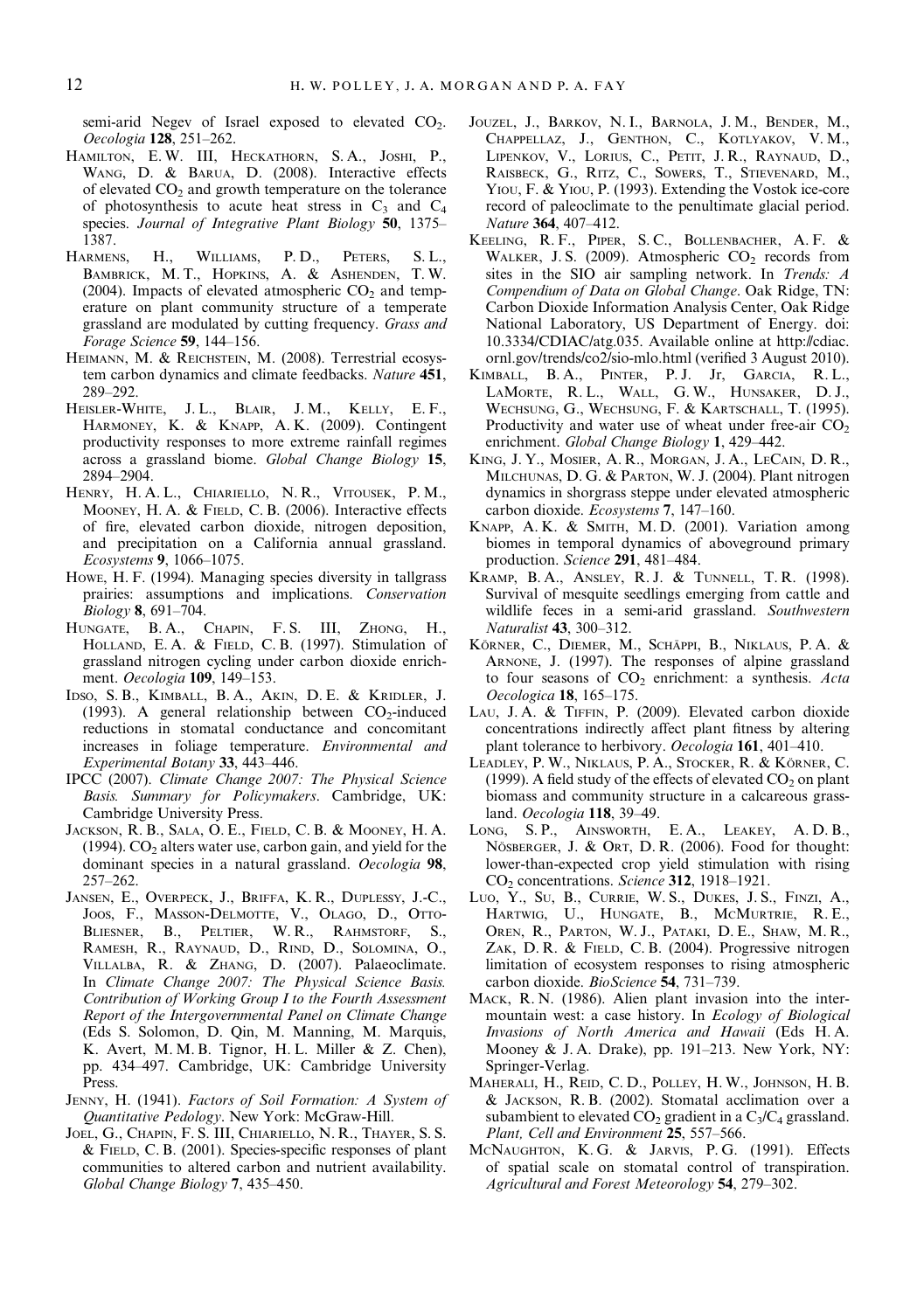semi-arid Negev of Israel exposed to elevated $CO_2$. *Oecologia* **128**, 251–262.

Hamilton, E. W. III, Heckathorn, S. A., Joshi, P., Wang, D. & Barua, D. (2008). Interactive effects of elevated $CO_2$ and growth temperature on the tolerance of photosynthesis to acute heat stress in $C_3$ and $C_4$ species. *Journal of Integrative Plant Biology* **50**, 1375–1387.

Harmens, H., Williams, P. D., Peters, S. L., Bambrick, M. T., Hopkins, A. & Ashenden, T. W. (2004). Impacts of elevated atmospheric $CO_2$ and temperature on plant community structure of a temperate grassland are modulated by cutting frequency. *Grass and Forage Science* **59**, 144–156.

Heimann, M. & Reichstein, M. (2008). Terrestrial ecosystem carbon dynamics and climate feedbacks. *Nature* **451**, 289–292.

Heisler-White, J. L., Blair, J. M., Kelly, E. F., Harmoney, K. & Knapp, A. K. (2009). Contingent productivity responses to more extreme rainfall regimes across a grassland biome. *Global Change Biology* **15**, 2894–2904.

Henry, H. A. L., Chiariello, N. R., Vitousek, P. M., Mooney, H. A. & Field, C. B. (2006). Interactive effects of fire, elevated carbon dioxide, nitrogen deposition, and precipitation on a California annual grassland. *Ecosystems* **9**, 1066–1075.

Howe, H. F. (1994). Managing species diversity in tallgrass prairies: assumptions and implications. *Conservation Biology* **8**, 691–704.

Hungate, B. A., Chapin, F. S. III, Zhong, H., Holland, E. A. & Field, C. B. (1997). Stimulation of grassland nitrogen cycling under carbon dioxide enrichment. *Oecologia* **109**, 149–153.

Idso, S. B., Kimball, B. A., Akin, D. E. & Kridler, J. (1993). A general relationship between $CO_2$-induced reductions in stomatal conductance and concomitant increases in foliage temperature. *Environmental and Experimental Botany* **33**, 443–446.

IPCC (2007). *Climate Change 2007: The Physical Science Basis. Summary for Policymakers*. Cambridge, UK: Cambridge University Press.

Jackson, R. B., Sala, O. E., Field, C. B. & Mooney, H. A. (1994). $CO_2$ alters water use, carbon gain, and yield for the dominant species in a natural grassland. *Oecologia* **98**, 257–262.

Jansen, E., Overpeck, J., Briffa, K. R., Duplessy, J.-C., Joos, F., Masson-Delmotte, V., Olago, D., Otto-Bliesner, B., Peltier, W. R., Rahmstorf, S., Ramesh, R., Raynaud, D., Rind, D., Solomina, O., Villalba, R. & Zhang, D. (2007). Palaeoclimate. In *Climate Change 2007: The Physical Science Basis. Contribution of Working Group I to the Fourth Assessment Report of the Intergovernmental Panel on Climate Change* (Eds S. Solomon, D. Qin, M. Manning, M. Marquis, K. Avert, M. M. B. Tignor, H. L. Miller & Z. Chen), pp. 434–497. Cambridge, UK: Cambridge University Press.

Jenny, H. (1941). *Factors of Soil Formation: A System of Quantitative Pedology*. New York: McGraw-Hill.

Joel, G., Chapin, F. S. III, Chiariello, N. R., Thayer, S. S. & Field, C. B. (2001). Species-specific responses of plant communities to altered carbon and nutrient availability. *Global Change Biology* **7**, 435–450.

Jouzel, J., Barkov, N. I., Barnola, J. M., Bender, M., Chappellaz, J., Genthon, C., Kotlyakov, V. M., Lipenkov, V., Lorius, C., Petit, J. R., Raynaud, D., Raisbeck, G., Ritz, C., Sowers, T., Stievenard, M., Yiou, F. & Yiou, P. (1993). Extending the Vostok ice-core record of paleoclimate to the penultimate glacial period. *Nature* **364**, 407–412.

Keeling, R. F., Piper, S. C., Bollenbacher, A. F. & Walker, J. S. (2009). Atmospheric $CO_2$ records from sites in the SIO air sampling network. In *Trends: A Compendium of Data on Global Change*. Oak Ridge, TN: Carbon Dioxide Information Analysis Center, Oak Ridge National Laboratory, US Department of Energy. doi: 10.3334/CDIAC/atg.035. Available online at http://cdiac.ornl.gov/trends/co2/sio-mlo.html (verified 3 August 2010).

Kimball, B. A., Pinter, P. J. Jr, Garcia, R. L., LaMorte, R. L., Wall, G. W., Hunsaker, D. J., Wechsung, G., Wechsung, F. & Kartschall, T. (1995). Productivity and water use of wheat under free-air $CO_2$ enrichment. *Global Change Biology* **1**, 429–442.

King, J. Y., Mosier, A. R., Morgan, J. A., LeCain, D. R., Milchunas, D. G. & Parton, W. J. (2004). Plant nitrogen dynamics in shorgrass steppe under elevated atmospheric carbon dioxide. *Ecosystems* **7**, 147–160.

Knapp, A. K. & Smith, M. D. (2001). Variation among biomes in temporal dynamics of aboveground primary production. *Science* **291**, 481–484.

Kramp, B. A., Ansley, R. J. & Tunnell, T. R. (1998). Survival of mesquite seedlings emerging from cattle and wildlife feces in a semi-arid grassland. *Southwestern Naturalist* **43**, 300–312.

Körner, C., Diemer, M., Schäppi, B., Niklaus, P. A. & Arnone, J. (1997). The responses of alpine grassland to four seasons of $CO_2$ enrichment: a synthesis. *Acta Oecologica* **18**, 165–175.

Lau, J. A. & Tiffin, P. (2009). Elevated carbon dioxide concentrations indirectly affect plant fitness by altering plant tolerance to herbivory. *Oecologia* **161**, 401–410.

Leadley, P. W., Niklaus, P. A., Stocker, R. & Körner, C. (1999). A field study of the effects of elevated $CO_2$ on plant biomass and community structure in a calcareous grassland. *Oecologia* **118**, 39–49.

Long, S. P., Ainsworth, E. A., Leakey, A. D. B., Nösberger, J. & Ort, D. R. (2006). Food for thought: lower-than-expected crop yield stimulation with rising $CO_2$ concentrations. *Science* **312**, 1918–1921.

Luo, Y., Su, B., Currie, W. S., Dukes, J. S., Finzi, A., Hartwig, U., Hungate, B., McMurtrie, R. E., Oren, R., Parton, W. J., Pataki, D. E., Shaw, M. R., Zak, D. R. & Field, C. B. (2004). Progressive nitrogen limitation of ecosystem responses to rising atmospheric carbon dioxide. *BioScience* **54**, 731–739.

Mack, R. N. (1986). Alien plant invasion into the intermountain west: a case history. In *Ecology of Biological Invasions of North America and Hawaii* (Eds H. A. Mooney & J. A. Drake), pp. 191–213. New York, NY: Springer-Verlag.

Maherali, H., Reid, C. D., Polley, H. W., Johnson, H. B. & Jackson, R. B. (2002). Stomatal acclimation over a subambient to elevated $CO_2$ gradient in a $C_3$/$C_4$ grassland. *Plant, Cell and Environment* **25**, 557–566.

McNaughton, K. G. & Jarvis, P. G. (1991). Effects of spatial scale on stomatal control of transpiration. *Agricultural and Forest Meteorology* **54**, 279–302.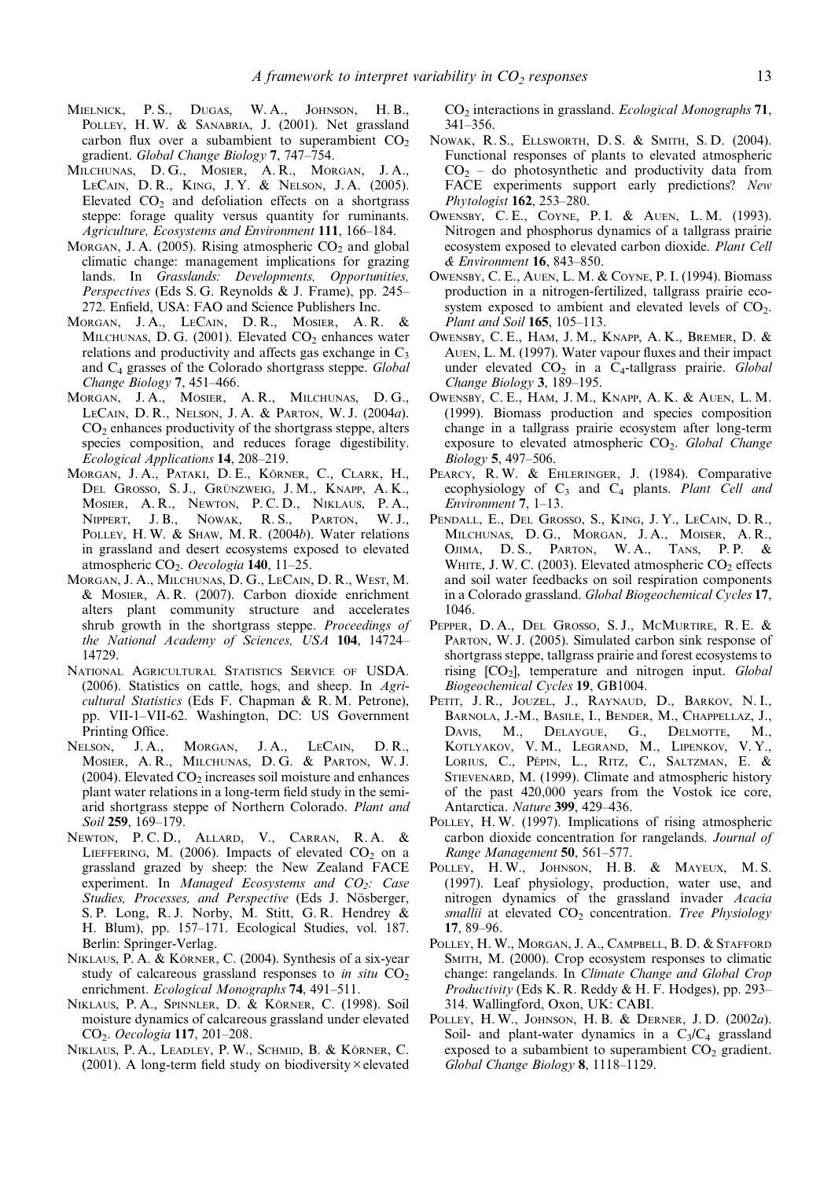Mielnick, P. S., Dugas, W. A., Johnson, H. B., Polley, H. W. & Sanabria, J. (2001). Net grassland carbon flux over a subambient to superambient $CO_2$ gradient. *Global Change Biology* **7**, 747–754.

Milchunas, D. G., Mosier, A. R., Morgan, J. A., LeCain, D. R., King, J. Y. & Nelson, J. A. (2005). Elevated $CO_2$ and defoliation effects on a shortgrass steppe: forage quality versus quantity for ruminants. *Agriculture, Ecosystems and Environment* **111**, 166–184.

Morgan, J. A. (2005). Rising atmospheric $CO_2$ and global climatic change: management implications for grazing lands. In *Grasslands: Developments, Opportunities, Perspectives* (Eds S. G. Reynolds & J. Frame), pp. 245–272. Enfield, USA: FAO and Science Publishers Inc.

Morgan, J. A., LeCain, D. R., Mosier, A. R. & Milchunas, D. G. (2001). Elevated $CO_2$ enhances water relations and productivity and affects gas exchange in $C_3$ and $C_4$ grasses of the Colorado shortgrass steppe. *Global Change Biology* **7**, 451–466.

Morgan, J. A., Mosier, A. R., Milchunas, D. G., LeCain, D. R., Nelson, J. A. & Parton, W. J. (2004*a*). $CO_2$ enhances productivity of the shortgrass steppe, alters species composition, and reduces forage digestibility. *Ecological Applications* **14**, 208–219.

Morgan, J. A., Pataki, D. E., Körner, C., Clark, H., Del Grosso, S. J., Grünzweig, J. M., Knapp, A. K., Mosier, A. R., Newton, P. C. D., Niklaus, P. A., Nippert, J. B., Nowak, R. S., Parton, W. J., Polley, H. W. & Shaw, M. R. (2004*b*). Water relations in grassland and desert ecosystems exposed to elevated atmospheric $CO_2$. *Oecologia* **140**, 11–25.

Morgan, J. A., Milchunas, D. G., LeCain, D. R., West, M. & Mosier, A. R. (2007). Carbon dioxide enrichment alters plant community structure and accelerates shrub growth in the shortgrass steppe. *Proceedings of the National Academy of Sciences, USA* **104**, 14724–14729.

National Agricultural Statistics Service of USDA. (2006). Statistics on cattle, hogs, and sheep. In *Agricultural Statistics* (Eds F. Chapman & R. M. Petrone), pp. VII-1–VII-62. Washington, DC: US Government Printing Office.

Nelson, J. A., Morgan, J. A., LeCain, D. R., Mosier, A. R., Milchunas, D. G. & Parton, W. J. (2004). Elevated $CO_2$ increases soil moisture and enhances plant water relations in a long-term field study in the semi-arid shortgrass steppe of Northern Colorado. *Plant and Soil* **259**, 169–179.

Newton, P. C. D., Allard, V., Carran, R. A. & Lieffering, M. (2006). Impacts of elevated $CO_2$ on a grassland grazed by sheep: the New Zealand FACE experiment. In *Managed Ecosystems and $CO_2$: Case Studies, Processes, and Perspective* (Eds J. Nösberger, S. P. Long, R. J. Norby, M. Stitt, G. R. Hendrey & H. Blum), pp. 157–171. Ecological Studies, vol. 187. Berlin: Springer-Verlag.

Niklaus, P. A. & Körner, C. (2004). Synthesis of a six-year study of calcareous grassland responses to *in situ* $CO_2$ enrichment. *Ecological Monographs* **74**, 491–511.

Niklaus, P. A., Spinnler, D. & Körner, C. (1998). Soil moisture dynamics of calcareous grassland under elevated $CO_2$. *Oecologia* **117**, 201–208.

Niklaus, P. A., Leadley, P. W., Schmid, B. & Körner, C. (2001). A long-term field study on biodiversity × elevated $CO_2$ interactions in grassland. *Ecological Monographs* **71**, 341–356.

Nowak, R. S., Ellsworth, D. S. & Smith, S. D. (2004). Functional responses of plants to elevated atmospheric $CO_2$ – do photosynthetic and productivity data from FACE experiments support early predictions? *New Phytologist* **162**, 253–280.

Owensby, C. E., Coyne, P. I. & Auen, L. M. (1993). Nitrogen and phosphorus dynamics of a tallgrass prairie ecosystem exposed to elevated carbon dioxide. *Plant Cell & Environment* **16**, 843–850.

Owensby, C. E., Auen, L. M. & Coyne, P. I. (1994). Biomass production in a nitrogen-fertilized, tallgrass prairie ecosystem exposed to ambient and elevated levels of $CO_2$. *Plant and Soil* **165**, 105–113.

Owensby, C. E., Ham, J. M., Knapp, A. K., Bremer, D. & Auen, L. M. (1997). Water vapour fluxes and their impact under elevated $CO_2$ in a $C_4$-tallgrass prairie. *Global Change Biology* **3**, 189–195.

Owensby, C. E., Ham, J. M., Knapp, A. K. & Auen, L. M. (1999). Biomass production and species composition change in a tallgrass prairie ecosystem after long-term exposure to elevated atmospheric $CO_2$. *Global Change Biology* **5**, 497–506.

Pearcy, R. W. & Ehleringer, J. (1984). Comparative ecophysiology of $C_3$ and $C_4$ plants. *Plant Cell and Environment* **7**, 1–13.

Pendall, E., Del Grosso, S., King, J. Y., LeCain, D. R., Milchunas, D. G., Morgan, J. A., Moiser, A. R., Ojima, D. S., Parton, W. A., Tans, P. P. & White, J. W. C. (2003). Elevated atmospheric $CO_2$ effects and soil water feedbacks on soil respiration components in a Colorado grassland. *Global Biogeochemical Cycles* **17**, 1046.

Pepper, D. A., Del Grosso, S. J., McMurtire, R. E. & Parton, W. J. (2005). Simulated carbon sink response of shortgrass steppe, tallgrass prairie and forest ecosystems to rising $[CO_2]$, temperature and nitrogen input. *Global Biogeochemical Cycles* **19**, GB1004.

Petit, J. R., Jouzel, J., Raynaud, D., Barkov, N. I., Barnola, J.-M., Basile, I., Bender, M., Chappellaz, J., Davis, M., Delaygue, G., Delmotte, M., Kotlyakov, V. M., Legrand, M., Lipenkov, V. Y., Lorius, C., Pépin, L., Ritz, C., Saltzman, E. & Stievenard, M. (1999). Climate and atmospheric history of the past 420,000 years from the Vostok ice core, Antarctica. *Nature* **399**, 429–436.

Polley, H. W. (1997). Implications of rising atmospheric carbon dioxide concentration for rangelands. *Journal of Range Management* **50**, 561–577.

Polley, H. W., Johnson, H. B. & Mayeux, M. S. (1997). Leaf physiology, production, water use, and nitrogen dynamics of the grassland invader *Acacia smallii* at elevated $CO_2$ concentration. *Tree Physiology* **17**, 89–96.

Polley, H. W., Morgan, J. A., Campbell, B. D. & Stafford Smith, M. (2000). Crop ecosystem responses to climatic change: rangelands. In *Climate Change and Global Crop Productivity* (Eds K. R. Reddy & H. F. Hodges), pp. 293–314. Wallingford, Oxon, UK: CABI.

Polley, H. W., Johnson, H. B. & Derner, J. D. (2002*a*). Soil- and plant-water dynamics in a $C_3/C_4$ grassland exposed to a subambient to superambient $CO_2$ gradient. *Global Change Biology* **8**, 1118–1129.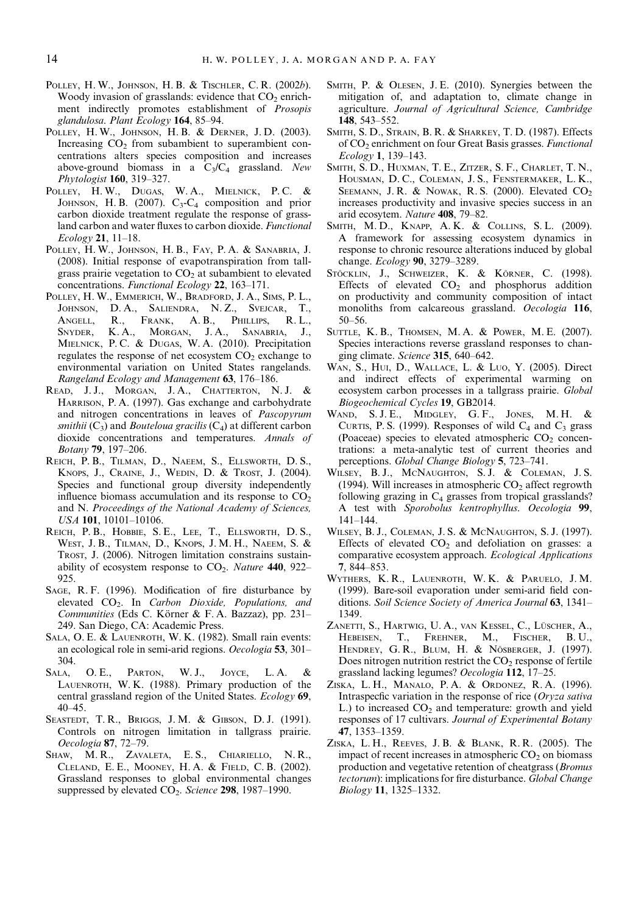Polley, H. W., Johnson, H. B. & Tischler, C. R. (2002*b*). Woody invasion of grasslands: evidence that $CO_2$ enrichment indirectly promotes establishment of *Prosopis glandulosa*. *Plant Ecology* **164**, 85–94.

Polley, H. W., Johnson, H. B. & Derner, J. D. (2003). Increasing $CO_2$ from subambient to superambient concentrations alters species composition and increases above-ground biomass in a $C_3$/$C_4$ grassland. *New Phytologist* **160**, 319–327.

Polley, H. W., Dugas, W. A., Mielnick, P. C. & Johnson, H. B. (2007). $C_3$-$C_4$ composition and prior carbon dioxide treatment regulate the response of grassland carbon and water fluxes to carbon dioxide. *Functional Ecology* **21**, 11–18.

Polley, H. W., Johnson, H. B., Fay, P. A. & Sanabria, J. (2008). Initial response of evapotranspiration from tallgrass prairie vegetation to $CO_2$ at subambient to elevated concentrations. *Functional Ecology* **22**, 163–171.

Polley, H. W., Emmerich, W., Bradford, J. A., Sims, P. L., Johnson, D. A., Saliendra, N. Z., Svejcar, T., Angell, R., Frank, A. B., Phillips, R. L., Snyder, K. A., Morgan, J. A., Sanabria, J., Mielnick, P. C. & Dugas, W. A. (2010). Precipitation regulates the response of net ecosystem $CO_2$ exchange to environmental variation on United States rangelands. *Rangeland Ecology and Management* **63**, 176–186.

Read, J. J., Morgan, J. A., Chatterton, N. J. & Harrison, P. A. (1997). Gas exchange and carbohydrate and nitrogen concentrations in leaves of *Pascopyrum smithii* ($C_3$) and *Bouteloua gracilis* ($C_4$) at different carbon dioxide concentrations and temperatures. *Annals of Botany* **79**, 197–206.

Reich, P. B., Tilman, D., Naeem, S., Ellsworth, D. S., Knops, J., Craine, J., Wedin, D. & Trost, J. (2004). Species and functional group diversity independently influence biomass accumulation and its response to $CO_2$ and N. *Proceedings of the National Academy of Sciences, USA* **101**, 10101–10106.

Reich, P. B., Hobbie, S. E., Lee, T., Ellsworth, D. S., West, J. B., Tilman, D., Knops, J. M. H., Naeem, S. & Trost, J. (2006). Nitrogen limitation constrains sustainability of ecosystem response to $CO_2$. *Nature* **440**, 922–925.

Sage, R. F. (1996). Modification of fire disturbance by elevated $CO_2$. In *Carbon Dioxide, Populations, and Communities* (Eds C. Körner & F. A. Bazzaz), pp. 231–249. San Diego, CA: Academic Press.

Sala, O. E. & Lauenroth, W. K. (1982). Small rain events: an ecological role in semi-arid regions. *Oecologia* **53**, 301–304.

Sala, O. E., Parton, W. J., Joyce, L. A. & Lauenroth, W. K. (1988). Primary production of the central grassland region of the United States. *Ecology* **69**, 40–45.

Seastedt, T. R., Briggs, J. M. & Gibson, D. J. (1991). Controls on nitrogen limitation in tallgrass prairie. *Oecologia* **87**, 72–79.

Shaw, M. R., Zavaleta, E. S., Chiariello, N. R., Cleland, E. E., Mooney, H. A. & Field, C. B. (2002). Grassland responses to global environmental changes suppressed by elevated $CO_2$. *Science* **298**, 1987–1990.

Smith, P. & Olesen, J. E. (2010). Synergies between the mitigation of, and adaptation to, climate change in agriculture. *Journal of Agricultural Science, Cambridge* **148**, 543–552.

Smith, S. D., Strain, B. R. & Sharkey, T. D. (1987). Effects of $CO_2$ enrichment on four Great Basis grasses. *Functional Ecology* **1**, 139–143.

Smith, S. D., Huxman, T. E., Zitzer, S. F., Charlet, T. N., Housman, D. C., Coleman, J. S., Fenstermaker, L. K., Seemann, J. R. & Nowak, R. S. (2000). Elevated $CO_2$ increases productivity and invasive species success in an arid ecosytem. *Nature* **408**, 79–82.

Smith, M. D., Knapp, A. K. & Collins, S. L. (2009). A framework for assessing ecosystem dynamics in response to chronic resource alterations induced by global change. *Ecology* **90**, 3279–3289.

Stöcklin, J., Schweizer, K. & Körner, C. (1998). Effects of elevated $CO_2$ and phosphorus addition on productivity and community composition of intact monoliths from calcareous grassland. *Oecologia* **116**, 50–56.

Suttle, K. B., Thomsen, M. A. & Power, M. E. (2007). Species interactions reverse grassland responses to changing climate. *Science* **315**, 640–642.

Wan, S., Hui, D., Wallace, L. & Luo, Y. (2005). Direct and indirect effects of experimental warming on ecosystem carbon processes in a tallgrass prairie. *Global Biogeochemical Cycles* **19**, GB2014.

Wand, S. J. E., Midgley, G. F., Jones, M. H. & Curtis, P. S. (1999). Responses of wild $C_4$ and $C_3$ grass (Poaceae) species to elevated atmospheric $CO_2$ concentrations: a meta-analytic test of current theories and perceptions. *Global Change Biology* **5**, 723–741.

Wilsey, B. J., McNaughton, S. J. & Coleman, J. S. (1994). Will increases in atmospheric $CO_2$ affect regrowth following grazing in $C_4$ grasses from tropical grasslands? A test with *Sporobolus kentrophyllus*. *Oecologia* **99**, 141–144.

Wilsey, B. J., Coleman, J. S. & McNaughton, S. J. (1997). Effects of elevated $CO_2$ and defoliation on grasses: a comparative ecosystem approach. *Ecological Applications* **7**, 844–853.

Wythers, K. R., Lauenroth, W. K. & Paruelo, J. M. (1999). Bare-soil evaporation under semi-arid field conditions. *Soil Science Society of America Journal* **63**, 1341–1349.

Zanetti, S., Hartwig, U. A., van Kessel, C., Lüscher, A., Hebeisen, T., Frehner, M., Fischer, B. U., Hendrey, G. R., Blum, H. & Nösberger, J. (1997). Does nitrogen nutrition restrict the $CO_2$ response of fertile grassland lacking legumes? *Oecologia* **112**, 17–25.

Ziska, L. H., Manalo, P. A. & Ordonez, R. A. (1996). Intraspecfic variation in the response of rice (*Oryza sativa* L.) to increased $CO_2$ and temperature: growth and yield responses of 17 cultivars. *Journal of Experimental Botany* **47**, 1353–1359.

Ziska, L. H., Reeves, J. B. & Blank, R. R. (2005). The impact of recent increases in atmospheric $CO_2$ on biomass production and vegetative retention of cheatgrass (*Bromus tectorum*): implications for fire disturbance. *Global Change Biology* **11**, 1325–1332.